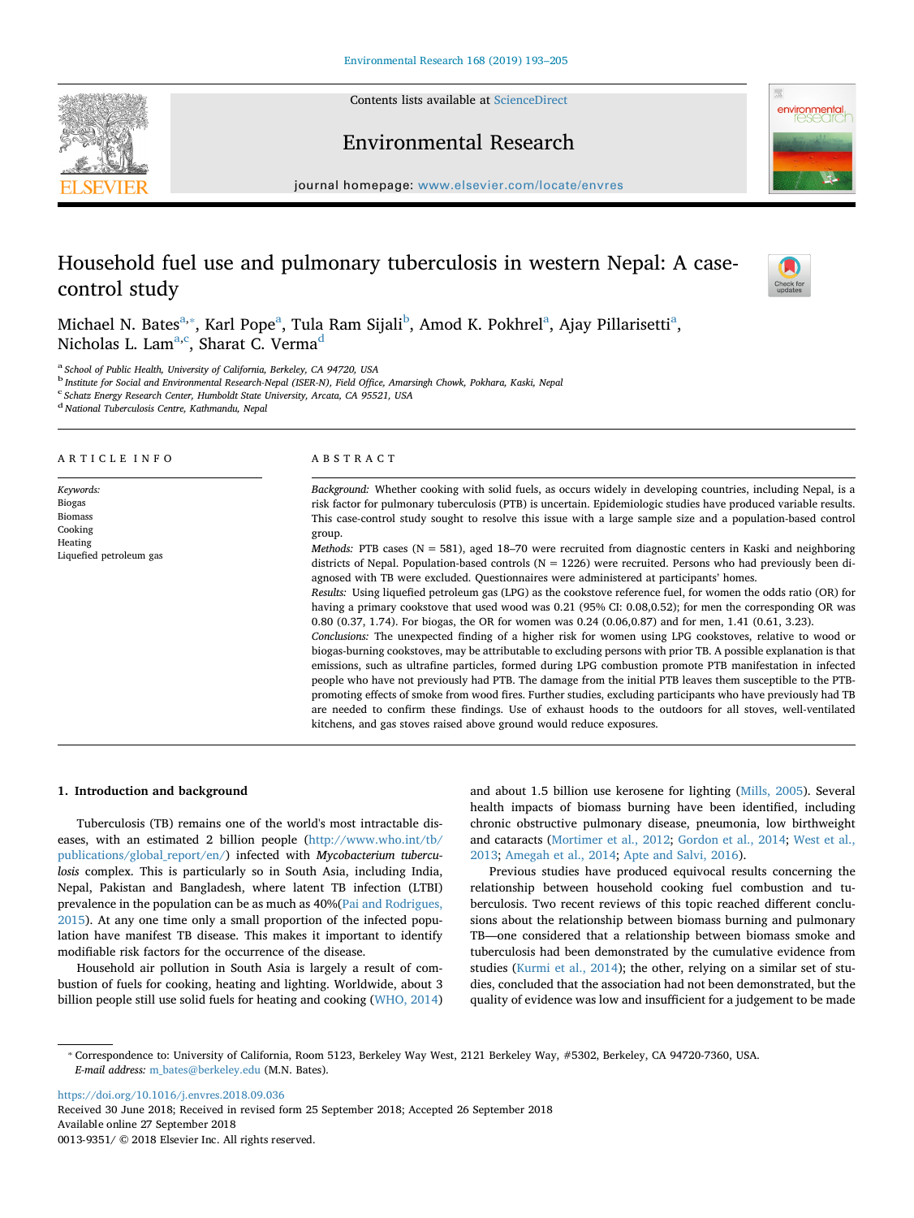# Household fuel use and pulmonary tuberculosis in western Nepal: A case-control study

Michael N. Bates[a,*], Karl Pope[a], Tula Ram Sijali[b], Amod K. Pokhrel[a], Ajay Pillarisetti[a], Nicholas L. Lam[a,c], Sharat C. Verma[d]

[a] School of Public Health, University of California, Berkeley, CA 94720, USA
[b] Institute for Social and Environmental Research-Nepal (ISER-N), Field Office, Amarsingh Chowk, Pokhara, Kaski, Nepal
[c] Schatz Energy Research Center, Humboldt State University, Arcata, CA 95521, USA
[d] National Tuberculosis Centre, Kathmandu, Nepal

## ARTICLE INFO

*Keywords:*
Biogas
Biomass
Cooking
Heating
Liquefied petroleum gas

## ABSTRACT

*Background:* Whether cooking with solid fuels, as occurs widely in developing countries, including Nepal, is a risk factor for pulmonary tuberculosis (PTB) is uncertain. Epidemiologic studies have produced variable results. This case-control study sought to resolve this issue with a large sample size and a population-based control group.

*Methods:* PTB cases (N = 581), aged 18–70 were recruited from diagnostic centers in Kaski and neighboring districts of Nepal. Population-based controls (N = 1226) were recruited. Persons who had previously been diagnosed with TB were excluded. Questionnaires were administered at participants' homes.

*Results:* Using liquefied petroleum gas (LPG) as the cookstove reference fuel, for women the odds ratio (OR) for having a primary cookstove that used wood was 0.21 (95% CI: 0.08,0.52); for men the corresponding OR was 0.80 (0.37, 1.74). For biogas, the OR for women was 0.24 (0.06,0.87) and for men, 1.41 (0.61, 3.23).

*Conclusions:* The unexpected finding of a higher risk for women using LPG cookstoves, relative to wood or biogas-burning cookstoves, may be attributable to excluding persons with prior TB. A possible explanation is that emissions, such as ultrafine particles, formed during LPG combustion promote PTB manifestation in infected people who have not previously had PTB. The damage from the initial PTB leaves them susceptible to the PTB-promoting effects of smoke from wood fires. Further studies, excluding participants who have previously had TB are needed to confirm these findings. Use of exhaust hoods to the outdoors for all stoves, well-ventilated kitchens, and gas stoves raised above ground would reduce exposures.

## 1. Introduction and background

Tuberculosis (TB) remains one of the world's most intractable diseases, with an estimated 2 billion people (http://www.who.int/tb/publications/global_report/en/) infected with *Mycobacterium tuberculosis* complex. This is particularly so in South Asia, including India, Nepal, Pakistan and Bangladesh, where latent TB infection (LTBI) prevalence in the population can be as much as 40%(Pai and Rodrigues, 2015). At any one time only a small proportion of the infected population have manifest TB disease. This makes it important to identify modifiable risk factors for the occurrence of the disease.

Household air pollution in South Asia is largely a result of combustion of fuels for cooking, heating and lighting. Worldwide, about 3 billion people still use solid fuels for heating and cooking (WHO, 2014) and about 1.5 billion use kerosene for lighting (Mills, 2005). Several health impacts of biomass burning have been identified, including chronic obstructive pulmonary disease, pneumonia, low birthweight and cataracts (Mortimer et al., 2012; Gordon et al., 2014; West et al., 2013; Amegah et al., 2014; Apte and Salvi, 2016).

Previous studies have produced equivocal results concerning the relationship between household cooking fuel combustion and tuberculosis. Two recent reviews of this topic reached different conclusions about the relationship between biomass burning and pulmonary TB—one considered that a relationship between biomass smoke and tuberculosis had been demonstrated by the cumulative evidence from studies (Kurmi et al., 2014); the other, relying on a similar set of studies, concluded that the association had not been demonstrated, but the quality of evidence was low and insufficient for a judgement to be made

* Correspondence to: University of California, Room 5123, Berkeley Way West, 2121 Berkeley Way, #5302, Berkeley, CA 94720-7360, USA.
*E-mail address:* m_bates@berkeley.edu (M.N. Bates).

https://doi.org/10.1016/j.envres.2018.09.036
Received 30 June 2018; Received in revised form 25 September 2018; Accepted 26 September 2018
Available online 27 September 2018
0013-9351/ © 2018 Elsevier Inc. All rights reserved.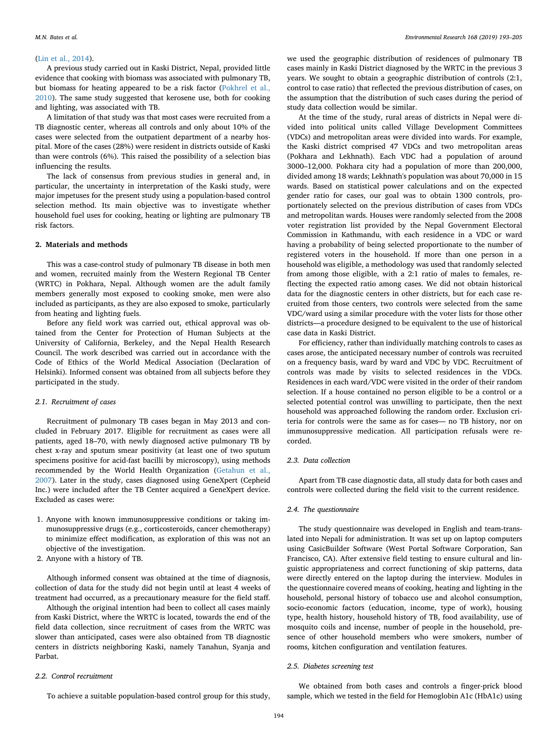(Lin et al., 2014).

A previous study carried out in Kaski District, Nepal, provided little evidence that cooking with biomass was associated with pulmonary TB, but biomass for heating appeared to be a risk factor (Pokhrel et al., 2010). The same study suggested that kerosene use, both for cooking and lighting, was associated with TB.

A limitation of that study was that most cases were recruited from a TB diagnostic center, whereas all controls and only about 10% of the cases were selected from the outpatient department of a nearby hospital. More of the cases (28%) were resident in districts outside of Kaski than were controls (6%). This raised the possibility of a selection bias influencing the results.

The lack of consensus from previous studies in general and, in particular, the uncertainty in interpretation of the Kaski study, were major impetuses for the present study using a population-based control selection method. Its main objective was to investigate whether household fuel uses for cooking, heating or lighting are pulmonary TB risk factors.

## 2. Materials and methods

This was a case-control study of pulmonary TB disease in both men and women, recruited mainly from the Western Regional TB Center (WRTC) in Pokhara, Nepal. Although women are the adult family members generally most exposed to cooking smoke, men were also included as participants, as they are also exposed to smoke, particularly from heating and lighting fuels.

Before any field work was carried out, ethical approval was obtained from the Center for Protection of Human Subjects at the University of California, Berkeley, and the Nepal Health Research Council. The work described was carried out in accordance with the Code of Ethics of the World Medical Association (Declaration of Helsinki). Informed consent was obtained from all subjects before they participated in the study.

### 2.1. Recruitment of cases

Recruitment of pulmonary TB cases began in May 2013 and concluded in February 2017. Eligible for recruitment as cases were all patients, aged 18–70, with newly diagnosed active pulmonary TB by chest x-ray and sputum smear positivity (at least one of two sputum specimens positive for acid-fast bacilli by microscopy), using methods recommended by the World Health Organization (Getahun et al., 2007). Later in the study, cases diagnosed using GeneXpert (Cepheid Inc.) were included after the TB Center acquired a GeneXpert device. Excluded as cases were:

1. Anyone with known immunosuppressive conditions or taking immunosuppressive drugs (e.g., corticosteroids, cancer chemotherapy) to minimize effect modification, as exploration of this was not an objective of the investigation.
2. Anyone with a history of TB.

Although informed consent was obtained at the time of diagnosis, collection of data for the study did not begin until at least 4 weeks of treatment had occurred, as a precautionary measure for the field staff.

Although the original intention had been to collect all cases mainly from Kaski District, where the WRTC is located, towards the end of the field data collection, since recruitment of cases from the WRTC was slower than anticipated, cases were also obtained from TB diagnostic centers in districts neighboring Kaski, namely Tanahun, Syanja and Parbat.

### 2.2. Control recruitment

To achieve a suitable population-based control group for this study, we used the geographic distribution of residences of pulmonary TB cases mainly in Kaski District diagnosed by the WRTC in the previous 3 years. We sought to obtain a geographic distribution of controls (2:1, control to case ratio) that reflected the previous distribution of cases, on the assumption that the distribution of such cases during the period of study data collection would be similar.

At the time of the study, rural areas of districts in Nepal were divided into political units called Village Development Committees (VDCs) and metropolitan areas were divided into wards. For example, the Kaski district comprised 47 VDCs and two metropolitan areas (Pokhara and Lekhnath). Each VDC had a population of around 3000–12,000. Pokhara city had a population of more than 200,000, divided among 18 wards; Lekhnath's population was about 70,000 in 15 wards. Based on statistical power calculations and on the expected gender ratio for cases, our goal was to obtain 1300 controls, proportionately selected on the previous distribution of cases from VDCs and metropolitan wards. Houses were randomly selected from the 2008 voter registration list provided by the Nepal Government Electoral Commission in Kathmandu, with each residence in a VDC or ward having a probability of being selected proportionate to the number of registered voters in the household. If more than one person in a household was eligible, a methodology was used that randomly selected from among those eligible, with a 2:1 ratio of males to females, reflecting the expected ratio among cases. We did not obtain historical data for the diagnostic centers in other districts, but for each case recruited from those centers, two controls were selected from the same VDC/ward using a similar procedure with the voter lists for those other districts—a procedure designed to be equivalent to the use of historical case data in Kaski District.

For efficiency, rather than individually matching controls to cases as cases arose, the anticipated necessary number of controls was recruited on a frequency basis, ward by ward and VDC by VDC. Recruitment of controls was made by visits to selected residences in the VDCs. Residences in each ward/VDC were visited in the order of their random selection. If a house contained no person eligible to be a control or a selected potential control was unwilling to participate, then the next household was approached following the random order. Exclusion criteria for controls were the same as for cases— no TB history, nor on immunosuppressive medication. All participation refusals were recorded.

### 2.3. Data collection

Apart from TB case diagnostic data, all study data for both cases and controls were collected during the field visit to the current residence.

### 2.4. The questionnaire

The study questionnaire was developed in English and team-translated into Nepali for administration. It was set up on laptop computers using CasicBuilder Software (West Portal Software Corporation, San Francisco, CA). After extensive field testing to ensure cultural and linguistic appropriateness and correct functioning of skip patterns, data were directly entered on the laptop during the interview. Modules in the questionnaire covered means of cooking, heating and lighting in the household, personal history of tobacco use and alcohol consumption, socio-economic factors (education, income, type of work), housing type, health history, household history of TB, food availability, use of mosquito coils and incense, number of people in the household, presence of other household members who were smokers, number of rooms, kitchen configuration and ventilation features.

### 2.5. Diabetes screening test

We obtained from both cases and controls a finger-prick blood sample, which we tested in the field for Hemoglobin A1c (HbA1c) using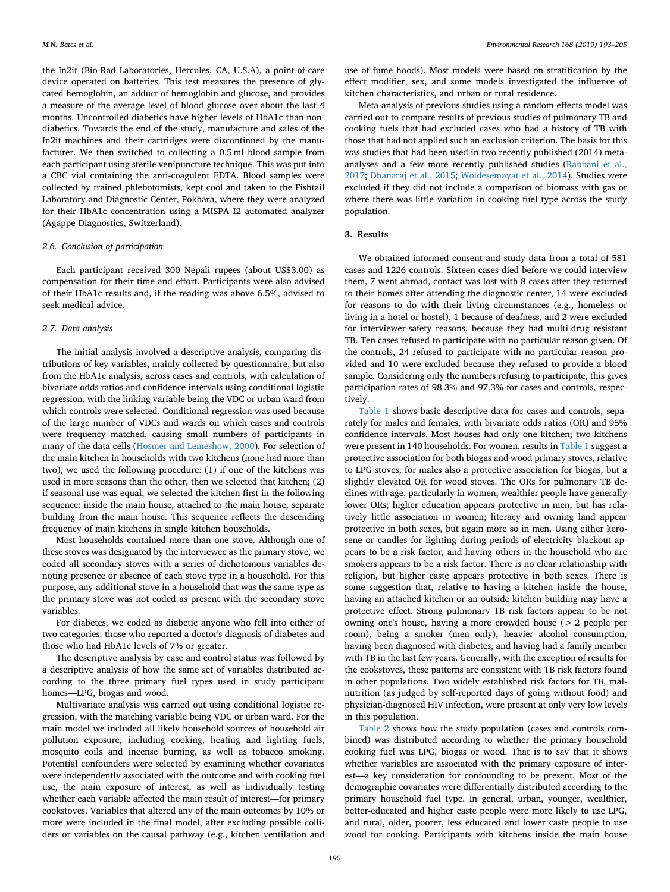the In2it (Bio-Rad Laboratories, Hercules, CA, U.S.A), a point-of-care device operated on batteries. This test measures the presence of glycated hemoglobin, an adduct of hemoglobin and glucose, and provides a measure of the average level of blood glucose over about the last 4 months. Uncontrolled diabetics have higher levels of HbA1c than non-diabetics. Towards the end of the study, manufacture and sales of the In2it machines and their cartridges were discontinued by the manufacturer. We then switched to collecting a 0.5 ml blood sample from each participant using sterile venipuncture technique. This was put into a CBC vial containing the anti-coagulent EDTA. Blood samples were collected by trained phlebotomists, kept cool and taken to the Fishtail Laboratory and Diagnostic Center, Pokhara, where they were analyzed for their HbA1c concentration using a MISPA I2 automated analyzer (Agappe Diagnostics, Switzerland).

### 2.6. Conclusion of participation

Each participant received 300 Nepali rupees (about US$3.00) as compensation for their time and effort. Participants were also advised of their HbA1c results and, if the reading was above 6.5%, advised to seek medical advice.

### 2.7. Data analysis

The initial analysis involved a descriptive analysis, comparing distributions of key variables, mainly collected by questionnaire, but also from the HbA1c analysis, across cases and controls, with calculation of bivariate odds ratios and confidence intervals using conditional logistic regression, with the linking variable being the VDC or urban ward from which controls were selected. Conditional regression was used because of the large number of VDCs and wards on which cases and controls were frequency matched, causing small numbers of participants in many of the data cells (Hosmer and Lemeshow, 2000). For selection of the main kitchen in households with two kitchens (none had more than two), we used the following procedure: (1) if one of the kitchens was used in more seasons than the other, then we selected that kitchen; (2) if seasonal use was equal, we selected the kitchen first in the following sequence: inside the main house, attached to the main house, separate building from the main house. This sequence reflects the descending frequency of main kitchens in single kitchen households.

Most households contained more than one stove. Although one of these stoves was designated by the interviewee as the primary stove, we coded all secondary stoves with a series of dichotomous variables denoting presence or absence of each stove type in a household. For this purpose, any additional stove in a household that was the same type as the primary stove was not coded as present with the secondary stove variables.

For diabetes, we coded as diabetic anyone who fell into either of two categories: those who reported a doctor's diagnosis of diabetes and those who had HbA1c levels of 7% or greater.

The descriptive analysis by case and control status was followed by a descriptive analysis of how the same set of variables distributed according to the three primary fuel types used in study participant homes—LPG, biogas and wood.

Multivariate analysis was carried out using conditional logistic regression, with the matching variable being VDC or urban ward. For the main model we included all likely household sources of household air pollution exposure, including cooking, heating and lighting fuels, mosquito coils and incense burning, as well as tobacco smoking. Potential confounders were selected by examining whether covariates were independently associated with the outcome and with cooking fuel use, the main exposure of interest, as well as individually testing whether each variable affected the main result of interest—for primary cookstoves. Variables that altered any of the main outcomes by 10% or more were included in the final model, after excluding possible colliders or variables on the causal pathway (e.g., kitchen ventilation and use of fume hoods). Most models were based on stratification by the effect modifier, sex, and some models investigated the influence of kitchen characteristics, and urban or rural residence.

Meta-analysis of previous studies using a random-effects model was carried out to compare results of previous studies of pulmonary TB and cooking fuels that had excluded cases who had a history of TB with those that had not applied such an exclusion criterion. The basis for this was studies that had been used in two recently published (2014) meta-analyses and a few more recently published studies (Rabbani et al., 2017; Dhanaraj et al., 2015; Woldesemayat et al., 2014). Studies were excluded if they did not include a comparison of biomass with gas or where there was little variation in cooking fuel type across the study population.

## 3. Results

We obtained informed consent and study data from a total of 581 cases and 1226 controls. Sixteen cases died before we could interview them, 7 went abroad, contact was lost with 8 cases after they returned to their homes after attending the diagnostic center, 14 were excluded for reasons to do with their living circumstances (e.g., homeless or living in a hotel or hostel), 1 because of deafness, and 2 were excluded for interviewer-safety reasons, because they had multi-drug resistant TB. Ten cases refused to participate with no particular reason given. Of the controls, 24 refused to participate with no particular reason provided and 10 were excluded because they refused to provide a blood sample. Considering only the numbers refusing to participate, this gives participation rates of 98.3% and 97.3% for cases and controls, respectively.

Table 1 shows basic descriptive data for cases and controls, separately for males and females, with bivariate odds ratios (OR) and 95% confidence intervals. Most houses had only one kitchen; two kitchens were present in 140 households. For women, results in Table 1 suggest a protective association for both biogas and wood primary stoves, relative to LPG stoves; for males also a protective association for biogas, but a slightly elevated OR for wood stoves. The ORs for pulmonary TB declines with age, particularly in women; wealthier people have generally lower ORs; higher education appears protective in men, but has relatively little association in women; literacy and owning land appear protective in both sexes, but again more so in men. Using either kerosene or candles for lighting during periods of electricity blackout appears to be a risk factor, and having others in the household who are smokers appears to be a risk factor. There is no clear relationship with religion, but higher caste appears protective in both sexes. There is some suggestion that, relative to having a kitchen inside the house, having an attached kitchen or an outside kitchen building may have a protective effect. Strong pulmonary TB risk factors appear to be not owning one's house, having a more crowded house (> 2 people per room), being a smoker (men only), heavier alcohol consumption, having been diagnosed with diabetes, and having had a family member with TB in the last few years. Generally, with the exception of results for the cookstoves, these patterns are consistent with TB risk factors found in other populations. Two widely established risk factors for TB, malnutrition (as judged by self-reported days of going without food) and physician-diagnosed HIV infection, were present at only very low levels in this population.

Table 2 shows how the study population (cases and controls combined) was distributed according to whether the primary household cooking fuel was LPG, biogas or wood. That is to say that it shows whether variables are associated with the primary exposure of interest—a key consideration for confounding to be present. Most of the demographic covariates were differentially distributed according to the primary household fuel type. In general, urban, younger, wealthier, better-educated and higher caste people were more likely to use LPG, and rural, older, poorer, less educated and lower caste people to use wood for cooking. Participants with kitchens inside the main house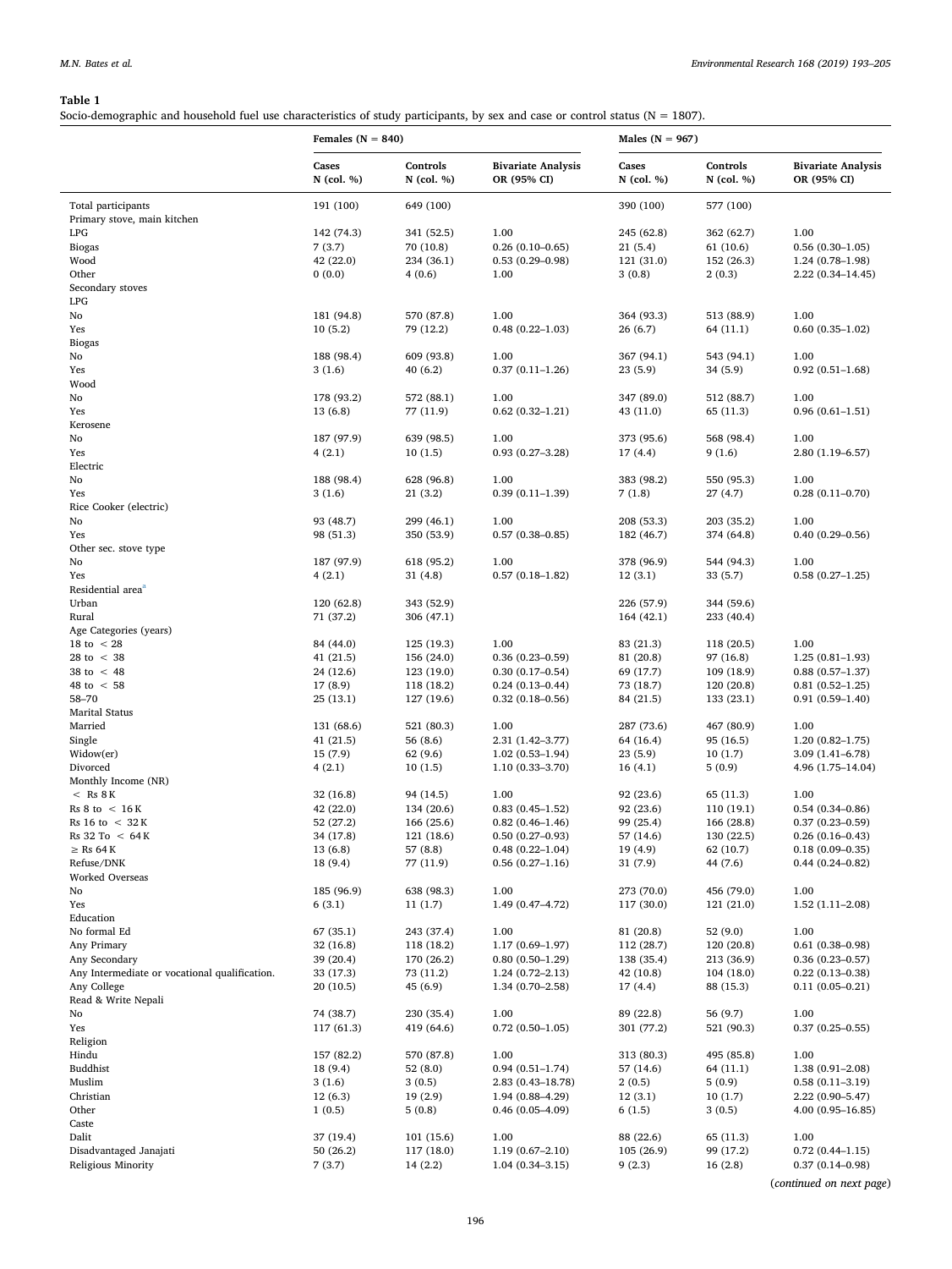**Table 1**
Socio-demographic and household fuel use characteristics of study participants, by sex and case or control status (N = 1807).

| | Females (N = 840) | | | Males (N = 967) | | |
|---|---|---|---|---|---|---|
| | Cases N (col. %) | Controls N (col. %) | Bivariate Analysis OR (95% CI) | Cases N (col. %) | Controls N (col. %) | Bivariate Analysis OR (95% CI) |
| Total participants | 191 (100) | 649 (100) | | 390 (100) | 577 (100) | |
| Primary stove, main kitchen | | | | | | |
| LPG | 142 (74.3) | 341 (52.5) | 1.00 | 245 (62.8) | 362 (62.7) | 1.00 |
| Biogas | 7 (3.7) | 70 (10.8) | 0.26 (0.10–0.65) | 21 (5.4) | 61 (10.6) | 0.56 (0.30–1.05) |
| Wood | 42 (22.0) | 234 (36.1) | 0.53 (0.29–0.98) | 121 (31.0) | 152 (26.3) | 1.24 (0.78–1.98) |
| Other | 0 (0.0) | 4 (0.6) | 1.00 | 3 (0.8) | 2 (0.3) | 2.22 (0.34–14.45) |
| Secondary stoves | | | | | | |
| LPG | | | | | | |
| No | 181 (94.8) | 570 (87.8) | 1.00 | 364 (93.3) | 513 (88.9) | 1.00 |
| Yes | 10 (5.2) | 79 (12.2) | 0.48 (0.22–1.03) | 26 (6.7) | 64 (11.1) | 0.60 (0.35–1.02) |
| Biogas | | | | | | |
| No | 188 (98.4) | 609 (93.8) | 1.00 | 367 (94.1) | 543 (94.1) | 1.00 |
| Yes | 3 (1.6) | 40 (6.2) | 0.37 (0.11–1.26) | 23 (5.9) | 34 (5.9) | 0.92 (0.51–1.68) |
| Wood | | | | | | |
| No | 178 (93.2) | 572 (88.1) | 1.00 | 347 (89.0) | 512 (88.7) | 1.00 |
| Yes | 13 (6.8) | 77 (11.9) | 0.62 (0.32–1.21) | 43 (11.0) | 65 (11.3) | 0.96 (0.61–1.51) |
| Kerosene | | | | | | |
| No | 187 (97.9) | 639 (98.5) | 1.00 | 373 (95.6) | 568 (98.4) | 1.00 |
| Yes | 4 (2.1) | 10 (1.5) | 0.93 (0.27–3.28) | 17 (4.4) | 9 (1.6) | 2.80 (1.19–6.57) |
| Electric | | | | | | |
| No | 188 (98.4) | 628 (96.8) | 1.00 | 383 (98.2) | 550 (95.3) | 1.00 |
| Yes | 3 (1.6) | 21 (3.2) | 0.39 (0.11–1.39) | 7 (1.8) | 27 (4.7) | 0.28 (0.11–0.70) |
| Rice Cooker (electric) | | | | | | |
| No | 93 (48.7) | 299 (46.1) | 1.00 | 208 (53.3) | 203 (35.2) | 1.00 |
| Yes | 98 (51.3) | 350 (53.9) | 0.57 (0.38–0.85) | 182 (46.7) | 374 (64.8) | 0.40 (0.29–0.56) |
| Other sec. stove type | | | | | | |
| No | 187 (97.9) | 618 (95.2) | 1.00 | 378 (96.9) | 544 (94.3) | 1.00 |
| Yes | 4 (2.1) | 31 (4.8) | 0.57 (0.18–1.82) | 12 (3.1) | 33 (5.7) | 0.58 (0.27–1.25) |
| Residential area[a] | | | | | | |
| Urban | 120 (62.8) | 343 (52.9) | | 226 (57.9) | 344 (59.6) | |
| Rural | 71 (37.2) | 306 (47.1) | | 164 (42.1) | 233 (40.4) | |
| Age Categories (years) | | | | | | |
| 18 to < 28 | 84 (44.0) | 125 (19.3) | 1.00 | 83 (21.3) | 118 (20.5) | 1.00 |
| 28 to < 38 | 41 (21.5) | 156 (24.0) | 0.36 (0.23–0.59) | 81 (20.8) | 97 (16.8) | 1.25 (0.81–1.93) |
| 38 to < 48 | 24 (12.6) | 123 (19.0) | 0.30 (0.17–0.54) | 69 (17.7) | 109 (18.9) | 0.88 (0.57–1.37) |
| 48 to < 58 | 17 (8.9) | 118 (18.2) | 0.24 (0.13–0.44) | 73 (18.7) | 120 (20.8) | 0.81 (0.52–1.25) |
| 58–70 | 25 (13.1) | 127 (19.6) | 0.32 (0.18–0.56) | 84 (21.5) | 133 (23.1) | 0.91 (0.59–1.40) |
| Marital Status | | | | | | |
| Married | 131 (68.6) | 521 (80.3) | 1.00 | 287 (73.6) | 467 (80.9) | 1.00 |
| Single | 41 (21.5) | 56 (8.6) | 2.31 (1.42–3.77) | 64 (16.4) | 95 (16.5) | 1.20 (0.82–1.75) |
| Widow(er) | 15 (7.9) | 62 (9.6) | 1.02 (0.53–1.94) | 23 (5.9) | 10 (1.7) | 3.09 (1.41–6.78) |
| Divorced | 4 (2.1) | 10 (1.5) | 1.10 (0.33–3.70) | 16 (4.1) | 5 (0.9) | 4.96 (1.75–14.04) |
| Monthly Income (NR) | | | | | | |
| < Rs 8 K | 32 (16.8) | 94 (14.5) | 1.00 | 92 (23.6) | 65 (11.3) | 1.00 |
| Rs 8 to < 16 K | 42 (22.0) | 134 (20.6) | 0.83 (0.45–1.52) | 92 (23.6) | 110 (19.1) | 0.54 (0.34–0.86) |
| Rs 16 to < 32 K | 52 (27.2) | 166 (25.6) | 0.82 (0.46–1.46) | 99 (25.4) | 166 (28.8) | 0.37 (0.23–0.59) |
| Rs 32 To < 64 K | 34 (17.8) | 121 (18.6) | 0.50 (0.27–0.93) | 57 (14.6) | 130 (22.5) | 0.26 (0.16–0.43) |
| ≥ Rs 64 K | 13 (6.8) | 57 (8.8) | 0.48 (0.22–1.04) | 19 (4.9) | 62 (10.7) | 0.18 (0.09–0.35) |
| Refuse/DNK | 18 (9.4) | 77 (11.9) | 0.56 (0.27–1.16) | 31 (7.9) | 44 (7.6) | 0.44 (0.24–0.82) |
| Worked Overseas | | | | | | |
| No | 185 (96.9) | 638 (98.3) | 1.00 | 273 (70.0) | 456 (79.0) | 1.00 |
| Yes | 6 (3.1) | 11 (1.7) | 1.49 (0.47–4.72) | 117 (30.0) | 121 (21.0) | 1.52 (1.11–2.08) |
| Education | | | | | | |
| No formal Ed | 67 (35.1) | 243 (37.4) | 1.00 | 81 (20.8) | 52 (9.0) | 1.00 |
| Any Primary | 32 (16.8) | 118 (18.2) | 1.17 (0.69–1.97) | 112 (28.7) | 120 (20.8) | 0.61 (0.38–0.98) |
| Any Secondary | 39 (20.4) | 170 (26.2) | 0.80 (0.50–1.29) | 138 (35.4) | 213 (36.9) | 0.36 (0.23–0.57) |
| Any Intermediate or vocational qualification. | 33 (17.3) | 73 (11.2) | 1.24 (0.72–2.13) | 42 (10.8) | 104 (18.0) | 0.22 (0.13–0.38) |
| Any College | 20 (10.5) | 45 (6.9) | 1.34 (0.70–2.58) | 17 (4.4) | 88 (15.3) | 0.11 (0.05–0.21) |
| Read & Write Nepali | | | | | | |
| No | 74 (38.7) | 230 (35.4) | 1.00 | 89 (22.8) | 56 (9.7) | 1.00 |
| Yes | 117 (61.3) | 419 (64.6) | 0.72 (0.50–1.05) | 301 (77.2) | 521 (90.3) | 0.37 (0.25–0.55) |
| Religion | | | | | | |
| Hindu | 157 (82.2) | 570 (87.8) | 1.00 | 313 (80.3) | 495 (85.8) | 1.00 |
| Buddhist | 18 (9.4) | 52 (8.0) | 0.94 (0.51–1.74) | 57 (14.6) | 64 (11.1) | 1.38 (0.91–2.08) |
| Muslim | 3 (1.6) | 3 (0.5) | 2.83 (0.43–18.78) | 2 (0.5) | 5 (0.9) | 0.58 (0.11–3.19) |
| Christian | 12 (6.3) | 19 (2.9) | 1.94 (0.88–4.29) | 12 (3.1) | 10 (1.7) | 2.22 (0.90–5.47) |
| Other | 1 (0.5) | 5 (0.8) | 0.46 (0.05–4.09) | 6 (1.5) | 3 (0.5) | 4.00 (0.95–16.85) |
| Caste | | | | | | |
| Dalit | 37 (19.4) | 101 (15.6) | 1.00 | 88 (22.6) | 65 (11.3) | 1.00 |
| Disadvantaged Janajati | 50 (26.2) | 117 (18.0) | 1.19 (0.67–2.10) | 105 (26.9) | 99 (17.2) | 0.72 (0.44–1.15) |
| Religious Minority | 7 (3.7) | 14 (2.2) | 1.04 (0.34–3.15) | 9 (2.3) | 16 (2.8) | 0.37 (0.14–0.98) |

(*continued on next page*)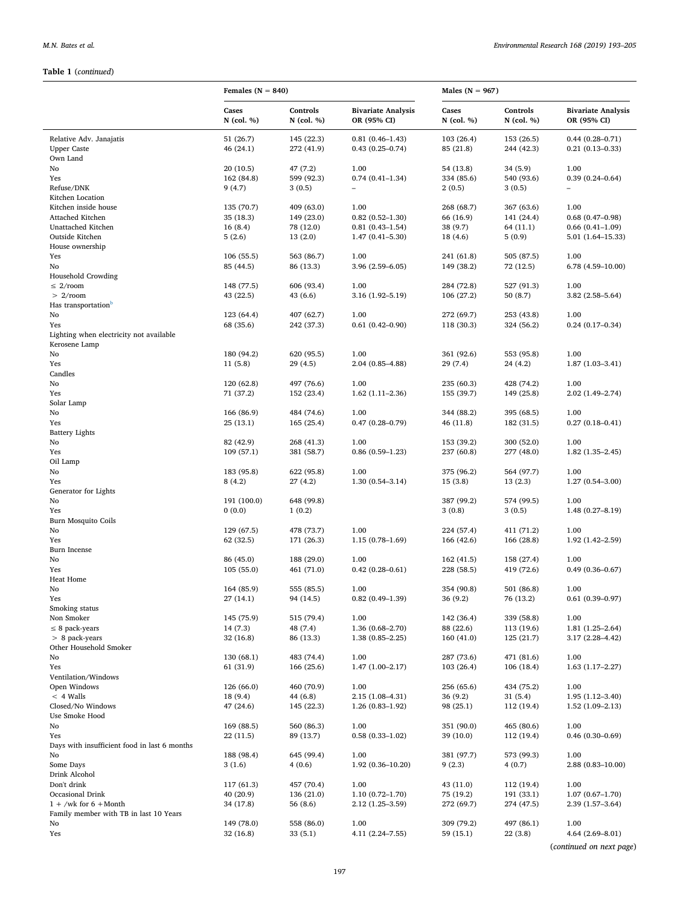**Table 1** (*continued*)

| | Females (N = 840) | | | Males (N = 967) | | |
|---|---|---|---|---|---|---|
| | Cases N (col. %) | Controls N (col. %) | Bivariate Analysis OR (95% CI) | Cases N (col. %) | Controls N (col. %) | Bivariate Analysis OR (95% CI) |
| Relative Adv. Janajatis | 51 (26.7) | 145 (22.3) | 0.81 (0.46–1.43) | 103 (26.4) | 153 (26.5) | 0.44 (0.28–0.71) |
| Upper Caste | 46 (24.1) | 272 (41.9) | 0.43 (0.25–0.74) | 85 (21.8) | 244 (42.3) | 0.21 (0.13–0.33) |
| Own Land | | | | | | |
| No | 20 (10.5) | 47 (7.2) | 1.00 | 54 (13.8) | 34 (5.9) | 1.00 |
| Yes | 162 (84.8) | 599 (92.3) | 0.74 (0.41–1.34) | 334 (85.6) | 540 (93.6) | 0.39 (0.24–0.64) |
| Refuse/DNK | 9 (4.7) | 3 (0.5) | – | 2 (0.5) | 3 (0.5) | – |
| Kitchen Location | | | | | | |
| Kitchen inside house | 135 (70.7) | 409 (63.0) | 1.00 | 268 (68.7) | 367 (63.6) | 1.00 |
| Attached Kitchen | 35 (18.3) | 149 (23.0) | 0.82 (0.52–1.30) | 66 (16.9) | 141 (24.4) | 0.68 (0.47–0.98) |
| Unattached Kitchen | 16 (8.4) | 78 (12.0) | 0.81 (0.43–1.54) | 38 (9.7) | 64 (11.1) | 0.66 (0.41–1.09) |
| Outside Kitchen | 5 (2.6) | 13 (2.0) | 1.47 (0.41–5.30) | 18 (4.6) | 5 (0.9) | 5.01 (1.64–15.33) |
| House ownership | | | | | | |
| Yes | 106 (55.5) | 563 (86.7) | 1.00 | 241 (61.8) | 505 (87.5) | 1.00 |
| No | 85 (44.5) | 86 (13.3) | 3.96 (2.59–6.05) | 149 (38.2) | 72 (12.5) | 6.78 (4.59–10.00) |
| Household Crowding | | | | | | |
| ≤ 2/room | 148 (77.5) | 606 (93.4) | 1.00 | 284 (72.8) | 527 (91.3) | 1.00 |
| > 2/room | 43 (22.5) | 43 (6.6) | 3.16 (1.92–5.19) | 106 (27.2) | 50 (8.7) | 3.82 (2.58–5.64) |
| Has transportation[b] | | | | | | |
| No | 123 (64.4) | 407 (62.7) | 1.00 | 272 (69.7) | 253 (43.8) | 1.00 |
| Yes | 68 (35.6) | 242 (37.3) | 0.61 (0.42–0.90) | 118 (30.3) | 324 (56.2) | 0.24 (0.17–0.34) |
| Lighting when electricity not available | | | | | | |
| Kerosene Lamp | | | | | | |
| No | 180 (94.2) | 620 (95.5) | 1.00 | 361 (92.6) | 553 (95.8) | 1.00 |
| Yes | 11 (5.8) | 29 (4.5) | 2.04 (0.85–4.88) | 29 (7.4) | 24 (4.2) | 1.87 (1.03–3.41) |
| Candles | | | | | | |
| No | 120 (62.8) | 497 (76.6) | 1.00 | 235 (60.3) | 428 (74.2) | 1.00 |
| Yes | 71 (37.2) | 152 (23.4) | 1.62 (1.11–2.36) | 155 (39.7) | 149 (25.8) | 2.02 (1.49–2.74) |
| Solar Lamp | | | | | | |
| No | 166 (86.9) | 484 (74.6) | 1.00 | 344 (88.2) | 395 (68.5) | 1.00 |
| Yes | 25 (13.1) | 165 (25.4) | 0.47 (0.28–0.79) | 46 (11.8) | 182 (31.5) | 0.27 (0.18–0.41) |
| Battery Lights | | | | | | |
| No | 82 (42.9) | 268 (41.3) | 1.00 | 153 (39.2) | 300 (52.0) | 1.00 |
| Yes | 109 (57.1) | 381 (58.7) | 0.86 (0.59–1.23) | 237 (60.8) | 277 (48.0) | 1.82 (1.35–2.45) |
| Oil Lamp | | | | | | |
| No | 183 (95.8) | 622 (95.8) | 1.00 | 375 (96.2) | 564 (97.7) | 1.00 |
| Yes | 8 (4.2) | 27 (4.2) | 1.30 (0.54–3.14) | 15 (3.8) | 13 (2.3) | 1.27 (0.54–3.00) |
| Generator for Lights | | | | | | |
| No | 191 (100.0) | 648 (99.8) | | 387 (99.2) | 574 (99.5) | 1.00 |
| Yes | 0 (0.0) | 1 (0.2) | | 3 (0.8) | 3 (0.5) | 1.48 (0.27–8.19) |
| Burn Mosquito Coils | | | | | | |
| No | 129 (67.5) | 478 (73.7) | 1.00 | 224 (57.4) | 411 (71.2) | 1.00 |
| Yes | 62 (32.5) | 171 (26.3) | 1.15 (0.78–1.69) | 166 (42.6) | 166 (28.8) | 1.92 (1.42–2.59) |
| Burn Incense | | | | | | |
| No | 86 (45.0) | 188 (29.0) | 1.00 | 162 (41.5) | 158 (27.4) | 1.00 |
| Yes | 105 (55.0) | 461 (71.0) | 0.42 (0.28–0.61) | 228 (58.5) | 419 (72.6) | 0.49 (0.36–0.67) |
| Heat Home | | | | | | |
| No | 164 (85.9) | 555 (85.5) | 1.00 | 354 (90.8) | 501 (86.8) | 1.00 |
| Yes | 27 (14.1) | 94 (14.5) | 0.82 (0.49–1.39) | 36 (9.2) | 76 (13.2) | 0.61 (0.39–0.97) |
| Smoking status | | | | | | |
| Non Smoker | 145 (75.9) | 515 (79.4) | 1.00 | 142 (36.4) | 339 (58.8) | 1.00 |
| ≤ 8 pack-years | 14 (7.3) | 48 (7.4) | 1.36 (0.68–2.70) | 88 (22.6) | 113 (19.6) | 1.81 (1.25–2.64) |
| > 8 pack-years | 32 (16.8) | 86 (13.3) | 1.38 (0.85–2.25) | 160 (41.0) | 125 (21.7) | 3.17 (2.28–4.42) |
| Other Household Smoker | | | | | | |
| No | 130 (68.1) | 483 (74.4) | 1.00 | 287 (73.6) | 471 (81.6) | 1.00 |
| Yes | 61 (31.9) | 166 (25.6) | 1.47 (1.00–2.17) | 103 (26.4) | 106 (18.4) | 1.63 (1.17–2.27) |
| Ventilation/Windows | | | | | | |
| Open Windows | 126 (66.0) | 460 (70.9) | 1.00 | 256 (65.6) | 434 (75.2) | 1.00 |
| < 4 Walls | 18 (9.4) | 44 (6.8) | 2.15 (1.08–4.31) | 36 (9.2) | 31 (5.4) | 1.95 (1.12–3.40) |
| Closed/No Windows | 47 (24.6) | 145 (22.3) | 1.26 (0.83–1.92) | 98 (25.1) | 112 (19.4) | 1.52 (1.09–2.13) |
| Use Smoke Hood | | | | | | |
| No | 169 (88.5) | 560 (86.3) | 1.00 | 351 (90.0) | 465 (80.6) | 1.00 |
| Yes | 22 (11.5) | 89 (13.7) | 0.58 (0.33–1.02) | 39 (10.0) | 112 (19.4) | 0.46 (0.30–0.69) |
| Days with insufficient food in last 6 months | | | | | | |
| No | 188 (98.4) | 645 (99.4) | 1.00 | 381 (97.7) | 573 (99.3) | 1.00 |
| Some Days | 3 (1.6) | 4 (0.6) | 1.92 (0.36–10.20) | 9 (2.3) | 4 (0.7) | 2.88 (0.83–10.00) |
| Drink Alcohol | | | | | | |
| Don't drink | 117 (61.3) | 457 (70.4) | 1.00 | 43 (11.0) | 112 (19.4) | 1.00 |
| Occasional Drink | 40 (20.9) | 136 (21.0) | 1.10 (0.72–1.70) | 75 (19.2) | 191 (33.1) | 1.07 (0.67–1.70) |
| 1 + /wk for 6 +Month | 34 (17.8) | 56 (8.6) | 2.12 (1.25–3.59) | 272 (69.7) | 274 (47.5) | 2.39 (1.57–3.64) |
| Family member with TB in last 10 Years | | | | | | |
| No | 149 (78.0) | 558 (86.0) | 1.00 | 309 (79.2) | 497 (86.1) | 1.00 |
| Yes | 32 (16.8) | 33 (5.1) | 4.11 (2.24–7.55) | 59 (15.1) | 22 (3.8) | 4.64 (2.69–8.01) |

(*continued on next page*)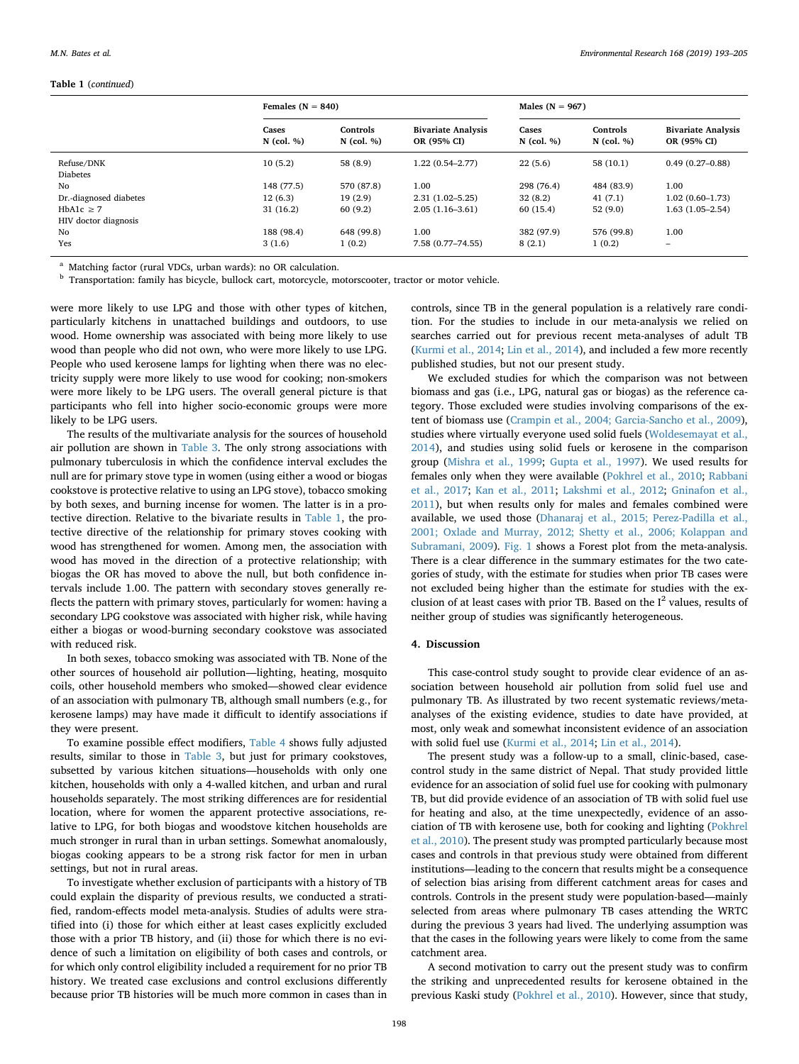**Table 1** (*continued*)

| | Females (N = 840) | | | Males (N = 967) | | |
|---|---|---|---|---|---|---|
| | Cases N (col. %) | Controls N (col. %) | Bivariate Analysis OR (95% CI) | Cases N (col. %) | Controls N (col. %) | Bivariate Analysis OR (95% CI) |
| Refuse/DNK | 10 (5.2) | 58 (8.9) | 1.22 (0.54–2.77) | 22 (5.6) | 58 (10.1) | 0.49 (0.27–0.88) |
| Diabetes | | | | | | |
| No | 148 (77.5) | 570 (87.8) | 1.00 | 298 (76.4) | 484 (83.9) | 1.00 |
| Dr.-diagnosed diabetes | 12 (6.3) | 19 (2.9) | 2.31 (1.02–5.25) | 32 (8.2) | 41 (7.1) | 1.02 (0.60–1.73) |
| HbA1c ≥ 7 | 31 (16.2) | 60 (9.2) | 2.05 (1.16–3.61) | 60 (15.4) | 52 (9.0) | 1.63 (1.05–2.54) |
| HIV doctor diagnosis | | | | | | |
| No | 188 (98.4) | 648 (99.8) | 1.00 | 382 (97.9) | 576 (99.8) | 1.00 |
| Yes | 3 (1.6) | 1 (0.2) | 7.58 (0.77–74.55) | 8 (2.1) | 1 (0.2) | – |

[a] Matching factor (rural VDCs, urban wards): no OR calculation.
[b] Transportation: family has bicycle, bullock cart, motorcycle, motorscooter, tractor or motor vehicle.

were more likely to use LPG and those with other types of kitchen, particularly kitchens in unattached buildings and outdoors, to use wood. Home ownership was associated with being more likely to use wood than people who did not own, who were more likely to use LPG. People who used kerosene lamps for lighting when there was no electricity supply were more likely to use wood for cooking; non-smokers were more likely to be LPG users. The overall general picture is that participants who fell into higher socio-economic groups were more likely to be LPG users.

The results of the multivariate analysis for the sources of household air pollution are shown in Table 3. The only strong associations with pulmonary tuberculosis in which the confidence interval excludes the null are for primary stove type in women (using either a wood or biogas cookstove is protective relative to using an LPG stove), tobacco smoking by both sexes, and burning incense for women. The latter is in a protective direction. Relative to the bivariate results in Table 1, the protective directive of the relationship for primary stoves cooking with wood has strengthened for women. Among men, the association with wood has moved in the direction of a protective relationship; with biogas the OR has moved to above the null, but both confidence intervals include 1.00. The pattern with secondary stoves generally reflects the pattern with primary stoves, particularly for women: having a secondary LPG cookstove was associated with higher risk, while having either a biogas or wood-burning secondary cookstove was associated with reduced risk.

In both sexes, tobacco smoking was associated with TB. None of the other sources of household air pollution—lighting, heating, mosquito coils, other household members who smoked—showed clear evidence of an association with pulmonary TB, although small numbers (e.g., for kerosene lamps) may have made it difficult to identify associations if they were present.

To examine possible effect modifiers, Table 4 shows fully adjusted results, similar to those in Table 3, but just for primary cookstoves, subsetted by various kitchen situations—households with only one kitchen, households with only a 4-walled kitchen, and urban and rural households separately. The most striking differences are for residential location, where for women the apparent protective associations, relative to LPG, for both biogas and woodstove kitchen households are much stronger in rural than in urban settings. Somewhat anomalously, biogas cooking appears to be a strong risk factor for men in urban settings, but not in rural areas.

To investigate whether exclusion of participants with a history of TB could explain the disparity of previous results, we conducted a stratified, random-effects model meta-analysis. Studies of adults were stratified into (i) those for which either at least cases explicitly excluded those with a prior TB history, and (ii) those for which there is no evidence of such a limitation on eligibility of both cases and controls, or for which only control eligibility included a requirement for no prior TB history. We treated case exclusions and control exclusions differently because prior TB histories will be much more common in cases than in controls, since TB in the general population is a relatively rare condition. For the studies to include in our meta-analysis we relied on searches carried out for previous recent meta-analyses of adult TB (Kurmi et al., 2014; Lin et al., 2014), and included a few more recently published studies, but not our present study.

We excluded studies for which the comparison was not between biomass and gas (i.e., LPG, natural gas or biogas) as the reference category. Those excluded were studies involving comparisons of the extent of biomass use (Crampin et al., 2004; Garcia-Sancho et al., 2009), studies where virtually everyone used solid fuels (Woldesemayat et al., 2014), and studies using solid fuels or kerosene in the comparison group (Mishra et al., 1999; Gupta et al., 1997). We used results for females only when they were available (Pokhrel et al., 2010; Rabbani et al., 2017; Kan et al., 2011; Lakshmi et al., 2012; Gninafon et al., 2011), but when results only for males and females combined were available, we used those (Dhanaraj et al., 2015; Perez-Padilla et al., 2001; Oxlade and Murray, 2012; Shetty et al., 2006; Kolappan and Subramani, 2009). Fig. 1 shows a Forest plot from the meta-analysis. There is a clear difference in the summary estimates for the two categories of study, with the estimate for studies when prior TB cases were not excluded being higher than the estimate for studies with the exclusion of at least cases with prior TB. Based on the $I^2$ values, results of neither group of studies was significantly heterogeneous.

## 4. Discussion

This case-control study sought to provide clear evidence of an association between household air pollution from solid fuel use and pulmonary TB. As illustrated by two recent systematic reviews/meta-analyses of the existing evidence, studies to date have provided, at most, only weak and somewhat inconsistent evidence of an association with solid fuel use (Kurmi et al., 2014; Lin et al., 2014).

The present study was a follow-up to a small, clinic-based, case-control study in the same district of Nepal. That study provided little evidence for an association of solid fuel use for cooking with pulmonary TB, but did provide evidence of an association of TB with solid fuel use for heating and also, at the time unexpectedly, evidence of an association of TB with kerosene use, both for cooking and lighting (Pokhrel et al., 2010). The present study was prompted particularly because most cases and controls in that previous study were obtained from different institutions—leading to the concern that results might be a consequence of selection bias arising from different catchment areas for cases and controls. Controls in the present study were population-based—mainly selected from areas where pulmonary TB cases attending the WRTC during the previous 3 years had lived. The underlying assumption was that the cases in the following years were likely to come from the same catchment area.

A second motivation to carry out the present study was to confirm the striking and unprecedented results for kerosene obtained in the previous Kaski study (Pokhrel et al., 2010). However, since that study,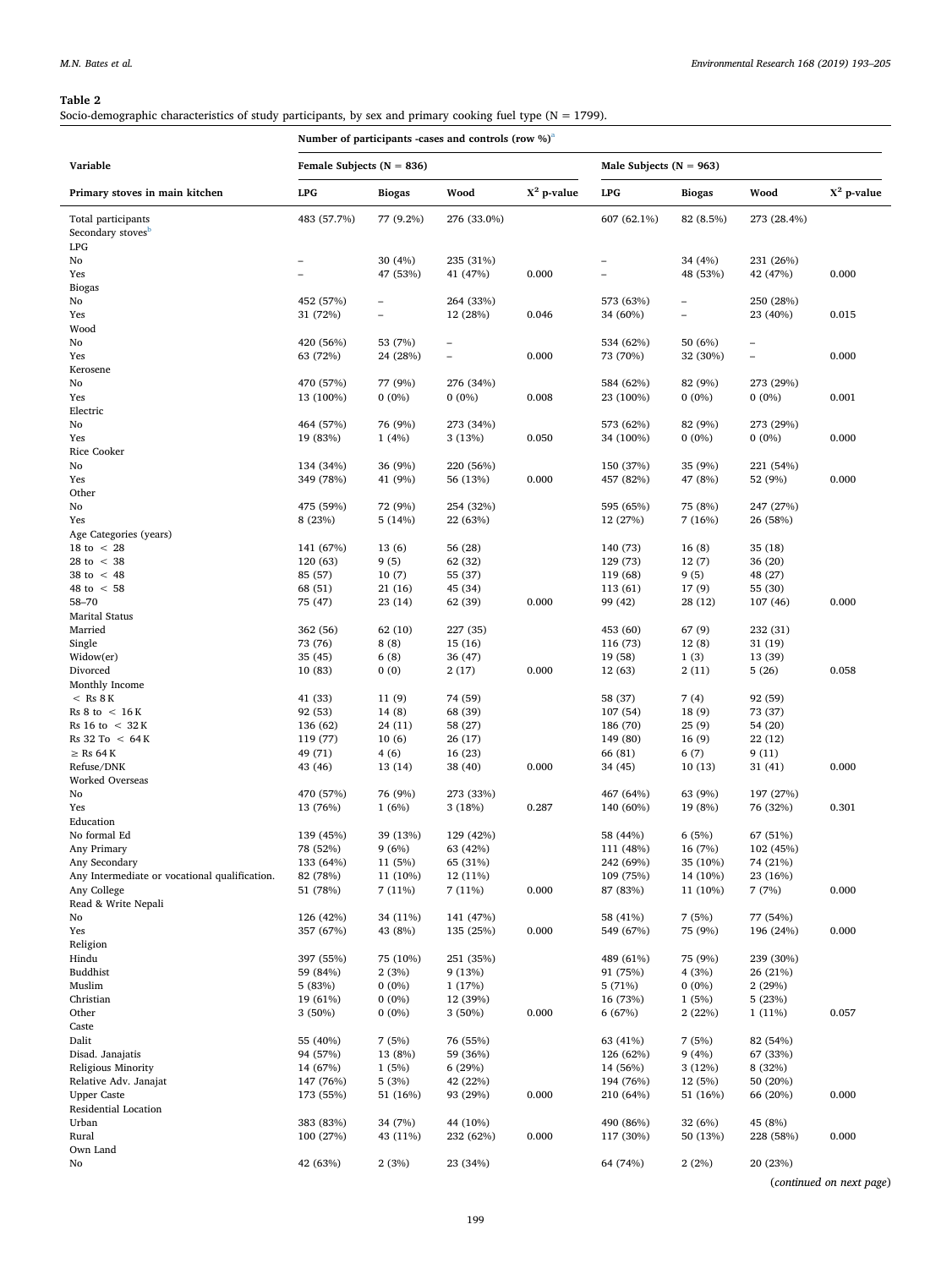**Table 2**
Socio-demographic characteristics of study participants, by sex and primary cooking fuel type (N = 1799).

| Variable | Number of participants -cases and controls (row %)[a] | | | | | | | |
|---|---|---|---|---|---|---|---|---|
| | Female Subjects (N = 836) | | | | Male Subjects (N = 963) | | | |
| Primary stoves in main kitchen | LPG | Biogas | Wood | $X^2$ p-value | LPG | Biogas | Wood | $X^2$ p-value |
| Total participants | 483 (57.7%) | 77 (9.2%) | 276 (33.0%) | | 607 (62.1%) | 82 (8.5%) | 273 (28.4%) | |
| Secondary stoves[b] | | | | | | | | |
| LPG | | | | | | | | |
| No | – | 30 (4%) | 235 (31%) | | – | 34 (4%) | 231 (26%) | |
| Yes | – | 47 (53%) | 41 (47%) | 0.000 | – | 48 (53%) | 42 (47%) | 0.000 |
| Biogas | | | | | | | | |
| No | 452 (57%) | – | 264 (33%) | | 573 (63%) | – | 250 (28%) | |
| Yes | 31 (72%) | – | 12 (28%) | 0.046 | 34 (60%) | – | 23 (40%) | 0.015 |
| Wood | | | | | | | | |
| No | 420 (56%) | 53 (7%) | – | | 534 (62%) | 50 (6%) | – | |
| Yes | 63 (72%) | 24 (28%) | – | 0.000 | 73 (70%) | 32 (30%) | – | 0.000 |
| Kerosene | | | | | | | | |
| No | 470 (57%) | 77 (9%) | 276 (34%) | | 584 (62%) | 82 (9%) | 273 (29%) | |
| Yes | 13 (100%) | 0 (0%) | 0 (0%) | 0.008 | 23 (100%) | 0 (0%) | 0 (0%) | 0.001 |
| Electric | | | | | | | | |
| No | 464 (57%) | 76 (9%) | 273 (34%) | | 573 (62%) | 82 (9%) | 273 (29%) | |
| Yes | 19 (83%) | 1 (4%) | 3 (13%) | 0.050 | 34 (100%) | 0 (0%) | 0 (0%) | 0.000 |
| Rice Cooker | | | | | | | | |
| No | 134 (34%) | 36 (9%) | 220 (56%) | | 150 (37%) | 35 (9%) | 221 (54%) | |
| Yes | 349 (78%) | 41 (9%) | 56 (13%) | 0.000 | 457 (82%) | 47 (8%) | 52 (9%) | 0.000 |
| Other | | | | | | | | |
| No | 475 (59%) | 72 (9%) | 254 (32%) | | 595 (65%) | 75 (8%) | 247 (27%) | |
| Yes | 8 (23%) | 5 (14%) | 22 (63%) | | 12 (27%) | 7 (16%) | 26 (58%) | |
| Age Categories (years) | | | | | | | | |
| 18 to < 28 | 141 (67%) | 13 (6) | 56 (28) | | 140 (73) | 16 (8) | 35 (18) | |
| 28 to < 38 | 120 (63) | 9 (5) | 62 (32) | | 129 (73) | 12 (7) | 36 (20) | |
| 38 to < 48 | 85 (57) | 10 (7) | 55 (37) | | 119 (68) | 9 (5) | 48 (27) | |
| 48 to < 58 | 68 (51) | 21 (16) | 45 (34) | | 113 (61) | 17 (9) | 55 (30) | |
| 58–70 | 75 (47) | 23 (14) | 62 (39) | 0.000 | 99 (42) | 28 (12) | 107 (46) | 0.000 |
| Marital Status | | | | | | | | |
| Married | 362 (56) | 62 (10) | 227 (35) | | 453 (60) | 67 (9) | 232 (31) | |
| Single | 73 (76) | 8 (8) | 15 (16) | | 116 (73) | 12 (8) | 31 (19) | |
| Widow(er) | 35 (45) | 6 (8) | 36 (47) | | 19 (58) | 1 (3) | 13 (39) | |
| Divorced | 10 (83) | 0 (0) | 2 (17) | 0.000 | 12 (63) | 2 (11) | 5 (26) | 0.058 |
| Monthly Income | | | | | | | | |
| < Rs 8 K | 41 (33) | 11 (9) | 74 (59) | | 58 (37) | 7 (4) | 92 (59) | |
| Rs 8 to < 16 K | 92 (53) | 14 (8) | 68 (39) | | 107 (54) | 18 (9) | 73 (37) | |
| Rs 16 to < 32 K | 136 (62) | 24 (11) | 58 (27) | | 186 (70) | 25 (9) | 54 (20) | |
| Rs 32 To < 64 K | 119 (77) | 10 (6) | 26 (17) | | 149 (80) | 16 (9) | 22 (12) | |
| ≥ Rs 64 K | 49 (71) | 4 (6) | 16 (23) | | 66 (81) | 6 (7) | 9 (11) | |
| Refuse/DNK | 43 (46) | 13 (14) | 38 (40) | 0.000 | 34 (45) | 10 (13) | 31 (41) | 0.000 |
| Worked Overseas | | | | | | | | |
| No | 470 (57%) | 76 (9%) | 273 (33%) | | 467 (64%) | 63 (9%) | 197 (27%) | |
| Yes | 13 (76%) | 1 (6%) | 3 (18%) | 0.287 | 140 (60%) | 19 (8%) | 76 (32%) | 0.301 |
| Education | | | | | | | | |
| No formal Ed | 139 (45%) | 39 (13%) | 129 (42%) | | 58 (44%) | 6 (5%) | 67 (51%) | |
| Any Primary | 78 (52%) | 9 (6%) | 63 (42%) | | 111 (48%) | 16 (7%) | 102 (45%) | |
| Any Secondary | 133 (64%) | 11 (5%) | 65 (31%) | | 242 (69%) | 35 (10%) | 74 (21%) | |
| Any Intermediate or vocational qualification. | 82 (78%) | 11 (10%) | 12 (11%) | | 109 (75%) | 14 (10%) | 23 (16%) | |
| Any College | 51 (78%) | 7 (11%) | 7 (11%) | 0.000 | 87 (83%) | 11 (10%) | 7 (7%) | 0.000 |
| Read & Write Nepali | | | | | | | | |
| No | 126 (42%) | 34 (11%) | 141 (47%) | | 58 (41%) | 7 (5%) | 77 (54%) | |
| Yes | 357 (67%) | 43 (8%) | 135 (25%) | 0.000 | 549 (67%) | 75 (9%) | 196 (24%) | 0.000 |
| Religion | | | | | | | | |
| Hindu | 397 (55%) | 75 (10%) | 251 (35%) | | 489 (61%) | 75 (9%) | 239 (30%) | |
| Buddhist | 59 (84%) | 2 (3%) | 9 (13%) | | 91 (75%) | 4 (3%) | 26 (21%) | |
| Muslim | 5 (83%) | 0 (0%) | 1 (17%) | | 5 (71%) | 0 (0%) | 2 (29%) | |
| Christian | 19 (61%) | 0 (0%) | 12 (39%) | | 16 (73%) | 1 (5%) | 5 (23%) | |
| Other | 3 (50%) | 0 (0%) | 3 (50%) | 0.000 | 6 (67%) | 2 (22%) | 1 (11%) | 0.057 |
| Caste | | | | | | | | |
| Dalit | 55 (40%) | 7 (5%) | 76 (55%) | | 63 (41%) | 7 (5%) | 82 (54%) | |
| Disad. Janajatis | 94 (57%) | 13 (8%) | 59 (36%) | | 126 (62%) | 9 (4%) | 67 (33%) | |
| Religious Minority | 14 (67%) | 1 (5%) | 6 (29%) | | 14 (56%) | 3 (12%) | 8 (32%) | |
| Relative Adv. Janajat | 147 (76%) | 5 (3%) | 42 (22%) | | 194 (76%) | 12 (5%) | 50 (20%) | |
| Upper Caste | 173 (55%) | 51 (16%) | 93 (29%) | 0.000 | 210 (64%) | 51 (16%) | 66 (20%) | 0.000 |
| Residential Location | | | | | | | | |
| Urban | 383 (83%) | 34 (7%) | 44 (10%) | | 490 (86%) | 32 (6%) | 45 (8%) | |
| Rural | 100 (27%) | 43 (11%) | 232 (62%) | 0.000 | 117 (30%) | 50 (13%) | 228 (58%) | 0.000 |
| Own Land | | | | | | | | |
| No | 42 (63%) | 2 (3%) | 23 (34%) | | 64 (74%) | 2 (2%) | 20 (23%) | |

(*continued on next page*)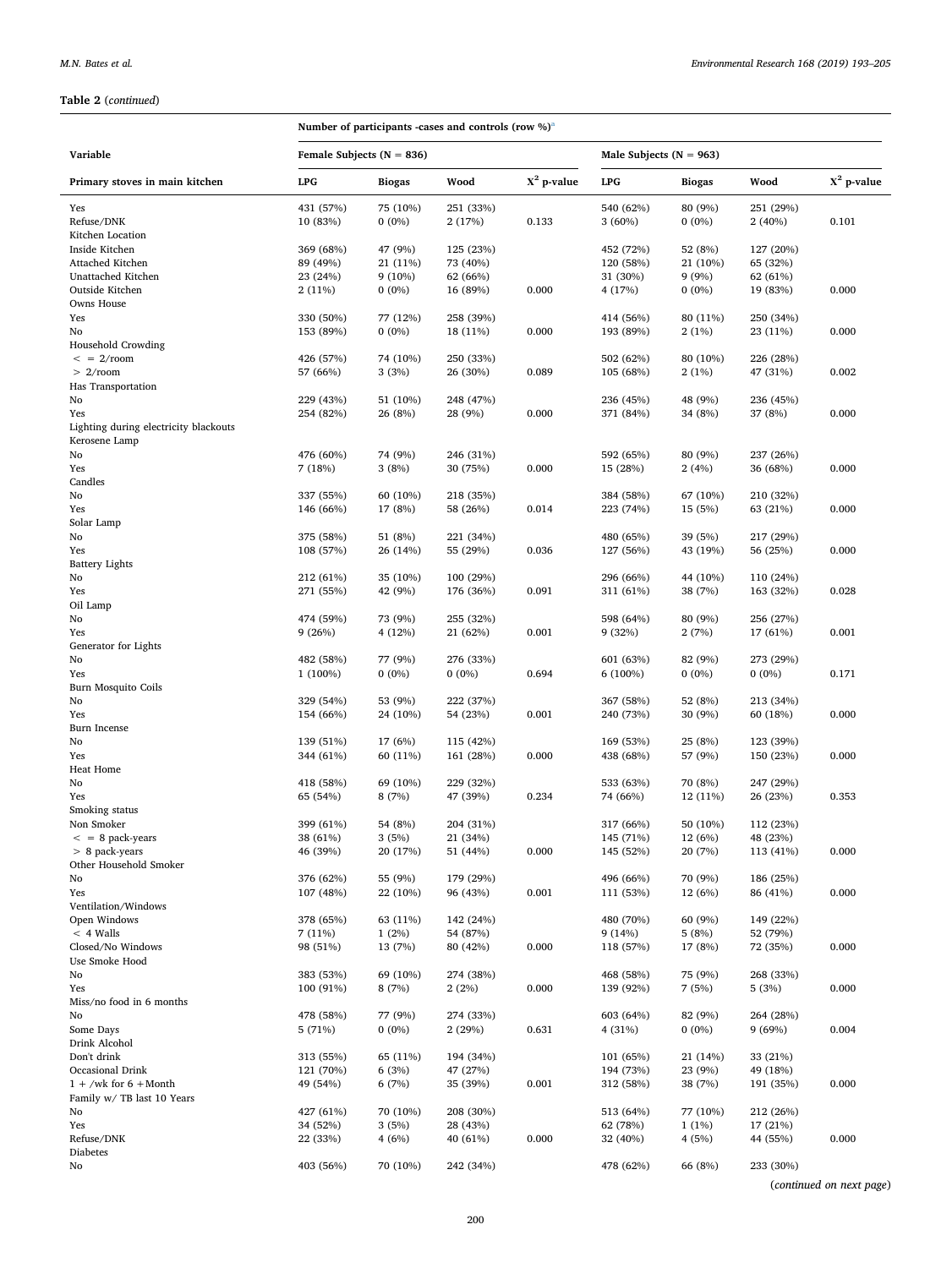**Table 2** (*continued*)

| Variable | Number of participants -cases and controls (row %)[a] | | | | | | | |
|---|---|---|---|---|---|---|---|---|
| | Female Subjects (N = 836) | | | | Male Subjects (N = 963) | | | |
| Primary stoves in main kitchen | LPG | Biogas | Wood | $X^2$ p-value | LPG | Biogas | Wood | $X^2$ p-value |
| Yes | 431 (57%) | 75 (10%) | 251 (33%) | | 540 (62%) | 80 (9%) | 251 (29%) | |
| Refuse/DNK | 10 (83%) | 0 (0%) | 2 (17%) | 0.133 | 3 (60%) | 0 (0%) | 2 (40%) | 0.101 |
| Kitchen Location | | | | | | | | |
| Inside Kitchen | 369 (68%) | 47 (9%) | 125 (23%) | | 452 (72%) | 52 (8%) | 127 (20%) | |
| Attached Kitchen | 89 (49%) | 21 (11%) | 73 (40%) | | 120 (58%) | 21 (10%) | 65 (32%) | |
| Unattached Kitchen | 23 (24%) | 9 (10%) | 62 (66%) | | 31 (30%) | 9 (9%) | 62 (61%) | |
| Outside Kitchen | 2 (11%) | 0 (0%) | 16 (89%) | 0.000 | 4 (17%) | 0 (0%) | 19 (83%) | 0.000 |
| Owns House | | | | | | | | |
| Yes | 330 (50%) | 77 (12%) | 258 (39%) | | 414 (56%) | 80 (11%) | 250 (34%) | |
| No | 153 (89%) | 0 (0%) | 18 (11%) | 0.000 | 193 (89%) | 2 (1%) | 23 (11%) | 0.000 |
| Household Crowding | | | | | | | | |
| < = 2/room | 426 (57%) | 74 (10%) | 250 (33%) | | 502 (62%) | 80 (10%) | 226 (28%) | |
| > 2/room | 57 (66%) | 3 (3%) | 26 (30%) | 0.089 | 105 (68%) | 2 (1%) | 47 (31%) | 0.002 |
| Has Transportation | | | | | | | | |
| No | 229 (43%) | 51 (10%) | 248 (47%) | | 236 (45%) | 48 (9%) | 236 (45%) | |
| Yes | 254 (82%) | 26 (8%) | 28 (9%) | 0.000 | 371 (84%) | 34 (8%) | 37 (8%) | 0.000 |
| Lighting during electricity blackouts | | | | | | | | |
| Kerosene Lamp | | | | | | | | |
| No | 476 (60%) | 74 (9%) | 246 (31%) | | 592 (65%) | 80 (9%) | 237 (26%) | |
| Yes | 7 (18%) | 3 (8%) | 30 (75%) | 0.000 | 15 (28%) | 2 (4%) | 36 (68%) | 0.000 |
| Candles | | | | | | | | |
| No | 337 (55%) | 60 (10%) | 218 (35%) | | 384 (58%) | 67 (10%) | 210 (32%) | |
| Yes | 146 (66%) | 17 (8%) | 58 (26%) | 0.014 | 223 (74%) | 15 (5%) | 63 (21%) | 0.000 |
| Solar Lamp | | | | | | | | |
| No | 375 (58%) | 51 (8%) | 221 (34%) | | 480 (65%) | 39 (5%) | 217 (29%) | |
| Yes | 108 (57%) | 26 (14%) | 55 (29%) | 0.036 | 127 (56%) | 43 (19%) | 56 (25%) | 0.000 |
| Battery Lights | | | | | | | | |
| No | 212 (61%) | 35 (10%) | 100 (29%) | | 296 (66%) | 44 (10%) | 110 (24%) | |
| Yes | 271 (55%) | 42 (9%) | 176 (36%) | 0.091 | 311 (61%) | 38 (7%) | 163 (32%) | 0.028 |
| Oil Lamp | | | | | | | | |
| No | 474 (59%) | 73 (9%) | 255 (32%) | | 598 (64%) | 80 (9%) | 256 (27%) | |
| Yes | 9 (26%) | 4 (12%) | 21 (62%) | 0.001 | 9 (32%) | 2 (7%) | 17 (61%) | 0.001 |
| Generator for Lights | | | | | | | | |
| No | 482 (58%) | 77 (9%) | 276 (33%) | | 601 (63%) | 82 (9%) | 273 (29%) | |
| Yes | 1 (100%) | 0 (0%) | 0 (0%) | 0.694 | 6 (100%) | 0 (0%) | 0 (0%) | 0.171 |
| Burn Mosquito Coils | | | | | | | | |
| No | 329 (54%) | 53 (9%) | 222 (37%) | | 367 (58%) | 52 (8%) | 213 (34%) | |
| Yes | 154 (66%) | 24 (10%) | 54 (23%) | 0.001 | 240 (73%) | 30 (9%) | 60 (18%) | 0.000 |
| Burn Incense | | | | | | | | |
| No | 139 (51%) | 17 (6%) | 115 (42%) | | 169 (53%) | 25 (8%) | 123 (39%) | |
| Yes | 344 (61%) | 60 (11%) | 161 (28%) | 0.000 | 438 (68%) | 57 (9%) | 150 (23%) | 0.000 |
| Heat Home | | | | | | | | |
| No | 418 (58%) | 69 (10%) | 229 (32%) | | 533 (63%) | 70 (8%) | 247 (29%) | |
| Yes | 65 (54%) | 8 (7%) | 47 (39%) | 0.234 | 74 (66%) | 12 (11%) | 26 (23%) | 0.353 |
| Smoking status | | | | | | | | |
| Non Smoker | 399 (61%) | 54 (8%) | 204 (31%) | | 317 (66%) | 50 (10%) | 112 (23%) | |
| < = 8 pack-years | 38 (61%) | 3 (5%) | 21 (34%) | | 145 (71%) | 12 (6%) | 48 (23%) | |
| > 8 pack-years | 46 (39%) | 20 (17%) | 51 (44%) | 0.000 | 145 (52%) | 20 (7%) | 113 (41%) | 0.000 |
| Other Household Smoker | | | | | | | | |
| No | 376 (62%) | 55 (9%) | 179 (29%) | | 496 (66%) | 70 (9%) | 186 (25%) | |
| Yes | 107 (48%) | 22 (10%) | 96 (43%) | 0.001 | 111 (53%) | 12 (6%) | 86 (41%) | 0.000 |
| Ventilation/Windows | | | | | | | | |
| Open Windows | 378 (65%) | 63 (11%) | 142 (24%) | | 480 (70%) | 60 (9%) | 149 (22%) | |
| < 4 Walls | 7 (11%) | 1 (2%) | 54 (87%) | | 9 (14%) | 5 (8%) | 52 (79%) | |
| Closed/No Windows | 98 (51%) | 13 (7%) | 80 (42%) | 0.000 | 118 (57%) | 17 (8%) | 72 (35%) | 0.000 |
| Use Smoke Hood | | | | | | | | |
| No | 383 (53%) | 69 (10%) | 274 (38%) | | 468 (58%) | 75 (9%) | 268 (33%) | |
| Yes | 100 (91%) | 8 (7%) | 2 (2%) | 0.000 | 139 (92%) | 7 (5%) | 5 (3%) | 0.000 |
| Miss/no food in 6 months | | | | | | | | |
| No | 478 (58%) | 77 (9%) | 274 (33%) | | 603 (64%) | 82 (9%) | 264 (28%) | |
| Some Days | 5 (71%) | 0 (0%) | 2 (29%) | 0.631 | 4 (31%) | 0 (0%) | 9 (69%) | 0.004 |
| Drink Alcohol | | | | | | | | |
| Don't drink | 313 (55%) | 65 (11%) | 194 (34%) | | 101 (65%) | 21 (14%) | 33 (21%) | |
| Occasional Drink | 121 (70%) | 6 (3%) | 47 (27%) | | 194 (73%) | 23 (9%) | 49 (18%) | |
| 1 + /wk for 6 +Month | 49 (54%) | 6 (7%) | 35 (39%) | 0.001 | 312 (58%) | 38 (7%) | 191 (35%) | 0.000 |
| Family w/ TB last 10 Years | | | | | | | | |
| No | 427 (61%) | 70 (10%) | 208 (30%) | | 513 (64%) | 77 (10%) | 212 (26%) | |
| Yes | 34 (52%) | 3 (5%) | 28 (43%) | | 62 (78%) | 1 (1%) | 17 (21%) | |
| Refuse/DNK | 22 (33%) | 4 (6%) | 40 (61%) | 0.000 | 32 (40%) | 4 (5%) | 44 (55%) | 0.000 |
| Diabetes | | | | | | | | |
| No | 403 (56%) | 70 (10%) | 242 (34%) | | 478 (62%) | 66 (8%) | 233 (30%) | |

(*continued on next page*)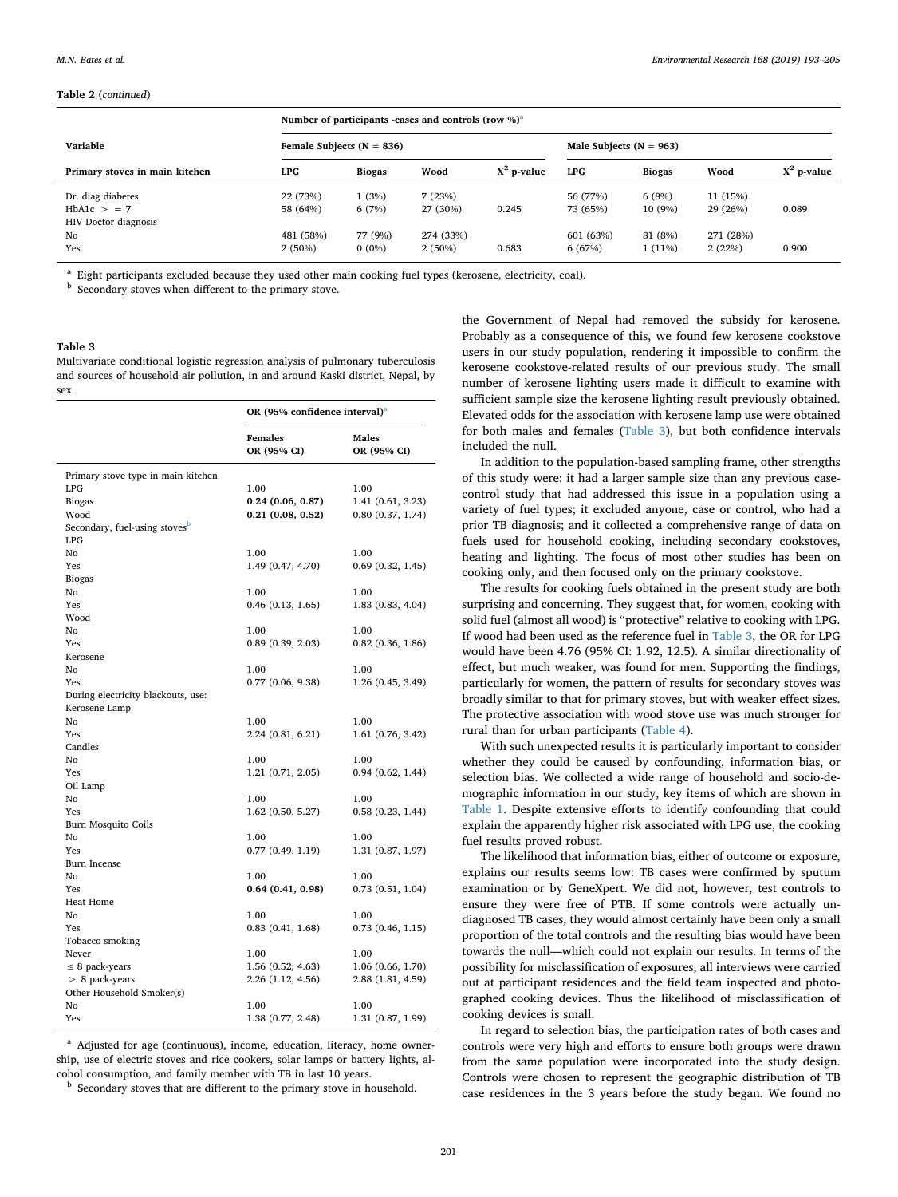**Table 2** (*continued*)

| Variable | Number of participants -cases and controls (row %)[a] | | | | | | | |
|---|---|---|---|---|---|---|---|---|
| | Female Subjects (N = 836) | | | | Male Subjects (N = 963) | | | |
| Primary stoves in main kitchen | LPG | Biogas | Wood | $X^2$ p-value | LPG | Biogas | Wood | $X^2$ p-value |
| Dr. diag diabetes | 22 (73%) | 1 (3%) | 7 (23%) | | 56 (77%) | 6 (8%) | 11 (15%) | |
| HbA1c > = 7 | 58 (64%) | 6 (7%) | 27 (30%) | 0.245 | 73 (65%) | 10 (9%) | 29 (26%) | 0.089 |
| HIV Doctor diagnosis | | | | | | | | |
| No | 481 (58%) | 77 (9%) | 274 (33%) | | 601 (63%) | 81 (8%) | 271 (28%) | |
| Yes | 2 (50%) | 0 (0%) | 2 (50%) | 0.683 | 6 (67%) | 1 (11%) | 2 (22%) | 0.900 |

[a] Eight participants excluded because they used other main cooking fuel types (kerosene, electricity, coal).

[b] Secondary stoves when different to the primary stove.

**Table 3**

Multivariate conditional logistic regression analysis of pulmonary tuberculosis and sources of household air pollution, in and around Kaski district, Nepal, by sex.

| | OR (95% confidence interval)[a] | |
|---|---|---|
| | Females OR (95% CI) | Males OR (95% CI) |
| Primary stove type in main kitchen | | |
| LPG | 1.00 | 1.00 |
| Biogas | **0.24 (0.06, 0.87)** | 1.41 (0.61, 3.23) |
| Wood | **0.21 (0.08, 0.52)** | 0.80 (0.37, 1.74) |
| Secondary, fuel-using stoves[b] | | |
| LPG | | |
| No | 1.00 | 1.00 |
| Yes | 1.49 (0.47, 4.70) | 0.69 (0.32, 1.45) |
| Biogas | | |
| No | 1.00 | 1.00 |
| Yes | 0.46 (0.13, 1.65) | 1.83 (0.83, 4.04) |
| Wood | | |
| No | 1.00 | 1.00 |
| Yes | 0.89 (0.39, 2.03) | 0.82 (0.36, 1.86) |
| Kerosene | | |
| No | 1.00 | 1.00 |
| Yes | 0.77 (0.06, 9.38) | 1.26 (0.45, 3.49) |
| During electricity blackouts, use: | | |
| Kerosene Lamp | | |
| No | 1.00 | 1.00 |
| Yes | 2.24 (0.81, 6.21) | 1.61 (0.76, 3.42) |
| Candles | | |
| No | 1.00 | 1.00 |
| Yes | 1.21 (0.71, 2.05) | 0.94 (0.62, 1.44) |
| Oil Lamp | | |
| No | 1.00 | 1.00 |
| Yes | 1.62 (0.50, 5.27) | 0.58 (0.23, 1.44) |
| Burn Mosquito Coils | | |
| No | 1.00 | 1.00 |
| Yes | 0.77 (0.49, 1.19) | 1.31 (0.87, 1.97) |
| Burn Incense | | |
| No | 1.00 | 1.00 |
| Yes | **0.64 (0.41, 0.98)** | 0.73 (0.51, 1.04) |
| Heat Home | | |
| No | 1.00 | 1.00 |
| Yes | 0.83 (0.41, 1.68) | 0.73 (0.46, 1.15) |
| Tobacco smoking | | |
| Never | 1.00 | 1.00 |
| ≤ 8 pack-years | 1.56 (0.52, 4.63) | 1.06 (0.66, 1.70) |
| > 8 pack-years | 2.26 (1.12, 4.56) | 2.88 (1.81, 4.59) |
| Other Household Smoker(s) | | |
| No | 1.00 | 1.00 |
| Yes | 1.38 (0.77, 2.48) | 1.31 (0.87, 1.99) |

[a] Adjusted for age (continuous), income, education, literacy, home ownership, use of electric stoves and rice cookers, solar lamps or battery lights, alcohol consumption, and family member with TB in last 10 years.

[b] Secondary stoves that are different to the primary stove in household.

the Government of Nepal had removed the subsidy for kerosene. Probably as a consequence of this, we found few kerosene cookstove users in our study population, rendering it impossible to confirm the kerosene cookstove-related results of our previous study. The small number of kerosene lighting users made it difficult to examine with sufficient sample size the kerosene lighting result previously obtained. Elevated odds for the association with kerosene lamp use were obtained for both males and females (Table 3), but both confidence intervals included the null.

In addition to the population-based sampling frame, other strengths of this study were: it had a larger sample size than any previous case-control study that had addressed this issue in a population using a variety of fuel types; it excluded anyone, case or control, who had a prior TB diagnosis; and it collected a comprehensive range of data on fuels used for household cooking, including secondary cookstoves, heating and lighting. The focus of most other studies has been on cooking only, and then focused only on the primary cookstove.

The results for cooking fuels obtained in the present study are both surprising and concerning. They suggest that, for women, cooking with solid fuel (almost all wood) is "protective" relative to cooking with LPG. If wood had been used as the reference fuel in Table 3, the OR for LPG would have been 4.76 (95% CI: 1.92, 12.5). A similar directionality of effect, but much weaker, was found for men. Supporting the findings, particularly for women, the pattern of results for secondary stoves was broadly similar to that for primary stoves, but with weaker effect sizes. The protective association with wood stove use was much stronger for rural than for urban participants (Table 4).

With such unexpected results it is particularly important to consider whether they could be caused by confounding, information bias, or selection bias. We collected a wide range of household and socio-demographic information in our study, key items of which are shown in Table 1. Despite extensive efforts to identify confounding that could explain the apparently higher risk associated with LPG use, the cooking fuel results proved robust.

The likelihood that information bias, either of outcome or exposure, explains our results seems low: TB cases were confirmed by sputum examination or by GeneXpert. We did not, however, test controls to ensure they were free of PTB. If some controls were actually undiagnosed TB cases, they would almost certainly have been only a small proportion of the total controls and the resulting bias would have been towards the null—which could not explain our results. In terms of the possibility for misclassification of exposures, all interviews were carried out at participant residences and the field team inspected and photographed cooking devices. Thus the likelihood of misclassification of cooking devices is small.

In regard to selection bias, the participation rates of both cases and controls were very high and efforts to ensure both groups were drawn from the same population were incorporated into the study design. Controls were chosen to represent the geographic distribution of TB case residences in the 3 years before the study began. We found no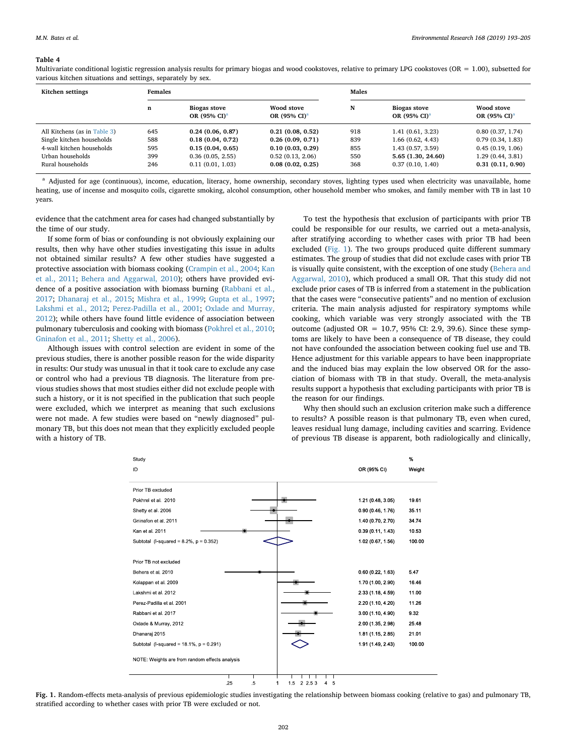**Table 4**

Multivariate conditional logistic regression analysis results for primary biogas and wood cookstoves, relative to primary LPG cookstoves (OR = 1.00), subsetted for various kitchen situations and settings, separately by sex.

| Kitchen settings | Females | | | Males | | |
|---|---|---|---|---|---|---|
| | n | Biogas stove OR (95% CI)[a] | Wood stove OR (95% CI)[a] | N | Biogas stove OR (95% CI)[a] | Wood stove OR (95% CI)[a] |
| All Kitchens (as in Table 3) | 645 | **0.24 (0.06, 0.87)** | **0.21 (0.08, 0.52)** | 918 | 1.41 (0.61, 3.23) | 0.80 (0.37, 1.74) |
| Single kitchen households | 588 | **0.18 (0.04, 0.72)** | **0.26 (0.09, 0.71)** | 839 | 1.66 (0.62, 4.43) | 0.79 (0.34, 1.83) |
| 4-wall kitchen households | 595 | **0.15 (0.04, 0.65)** | **0.10 (0.03, 0.29)** | 855 | 1.43 (0.57, 3.59) | 0.45 (0.19, 1.06) |
| Urban households | 399 | 0.36 (0.05, 2.55) | 0.52 (0.13, 2.06) | 550 | **5.65 (1.30, 24.60)** | 1.29 (0.44, 3.81) |
| Rural households | 246 | 0.11 (0.01, 1.03) | **0.08 (0.02, 0.25)** | 368 | 0.37 (0.10, 1.40) | **0.31 (0.11, 0.90)** |

[a] Adjusted for age (continuous), income, education, literacy, home ownership, secondary stoves, lighting types used when electricity was unavailable, home heating, use of incense and mosquito coils, cigarette smoking, alcohol consumption, other household member who smokes, and family member with TB in last 10 years.

evidence that the catchment area for cases had changed substantially by the time of our study.

If some form of bias or confounding is not obviously explaining our results, then why have other studies investigating this issue in adults not obtained similar results? A few other studies have suggested a protective association with biomass cooking (Crampin et al., 2004; Kan et al., 2011; Behera and Aggarwal, 2010); others have provided evidence of a positive association with biomass burning (Rabbani et al., 2017; Dhanaraj et al., 2015; Mishra et al., 1999; Gupta et al., 1997; Lakshmi et al., 2012; Perez-Padilla et al., 2001; Oxlade and Murray, 2012); while others have found little evidence of association between pulmonary tuberculosis and cooking with biomass (Pokhrel et al., 2010; Gninafon et al., 2011; Shetty et al., 2006).

Although issues with control selection are evident in some of the previous studies, there is another possible reason for the wide disparity in results: Our study was unusual in that it took care to exclude any case or control who had a previous TB diagnosis. The literature from previous studies shows that most studies either did not exclude people with such a history, or it is not specified in the publication that such people were excluded, which we interpret as meaning that such exclusions were not made. A few studies were based on "newly diagnosed" pulmonary TB, but this does not mean that they explicitly excluded people with a history of TB.

To test the hypothesis that exclusion of participants with prior TB could be responsible for our results, we carried out a meta-analysis, after stratifying according to whether cases with prior TB had been excluded (Fig. 1). The two groups produced quite different summary estimates. The group of studies that did not exclude cases with prior TB is visually quite consistent, with the exception of one study (Behera and Aggarwal, 2010), which produced a small OR. That this study did not exclude prior cases of TB is inferred from a statement in the publication that the cases were "consecutive patients" and no mention of exclusion criteria. The main analysis adjusted for respiratory symptoms while cooking, which variable was very strongly associated with the TB outcome (adjusted OR = 10.7, 95% CI: 2.9, 39.6). Since these symptoms are likely to have been a consequence of TB disease, they could not have confounded the association between cooking fuel use and TB. Hence adjustment for this variable appears to have been inappropriate and the induced bias may explain the low observed OR for the association of biomass with TB in that study. Overall, the meta-analysis results support a hypothesis that excluding participants with prior TB is the reason for our findings.

Why then should such an exclusion criterion make such a difference to results? A possible reason is that pulmonary TB, even when cured, leaves residual lung damage, including cavities and scarring. Evidence of previous TB disease is apparent, both radiologically and clinically,

| Study ID | OR (95% CI) | % Weight |
|---|---|---|
| **Prior TB excluded** | | |
| Pokhrel et al. 2010 | 1.21 (0.48, 3.05) | 19.61 |
| Shetty et al. 2006 | 0.90 (0.46, 1.76) | 35.11 |
| Gninafon et al. 2011 | 1.40 (0.70, 2.70) | 34.74 |
| Kan et al. 2011 | 0.39 (0.11, 1.43) | 10.53 |
| Subtotal (I-squared = 8.2%, p = 0.352) | 1.02 (0.67, 1.56) | 100.00 |
| **Prior TB not excluded** | | |
| Behera et al. 2010 | 0.60 (0.22, 1.63) | 5.47 |
| Kolappan et al. 2009 | 1.70 (1.00, 2.90) | 16.46 |
| Lakshmi et al. 2012 | 2.33 (1.18, 4.59) | 11.00 |
| Perez-Padilla et al. 2001 | 2.20 (1.10, 4.20) | 11.26 |
| Rabbani et al. 2017 | 3.00 (1.10, 4.90) | 9.32 |
| Oxlade & Murray, 2012 | 2.00 (1.35, 2.98) | 25.48 |
| Dhanaraj 2015 | 1.81 (1.15, 2.85) | 21.01 |
| Subtotal (I-squared = 18.1%, p = 0.291) | 1.91 (1.49, 2.43) | 100.00 |

NOTE: Weights are from random effects analysis

**Fig. 1.** Random-effects meta-analysis of previous epidemiologic studies investigating the relationship between biomass cooking (relative to gas) and pulmonary TB, stratified according to whether cases with prior TB were excluded or not.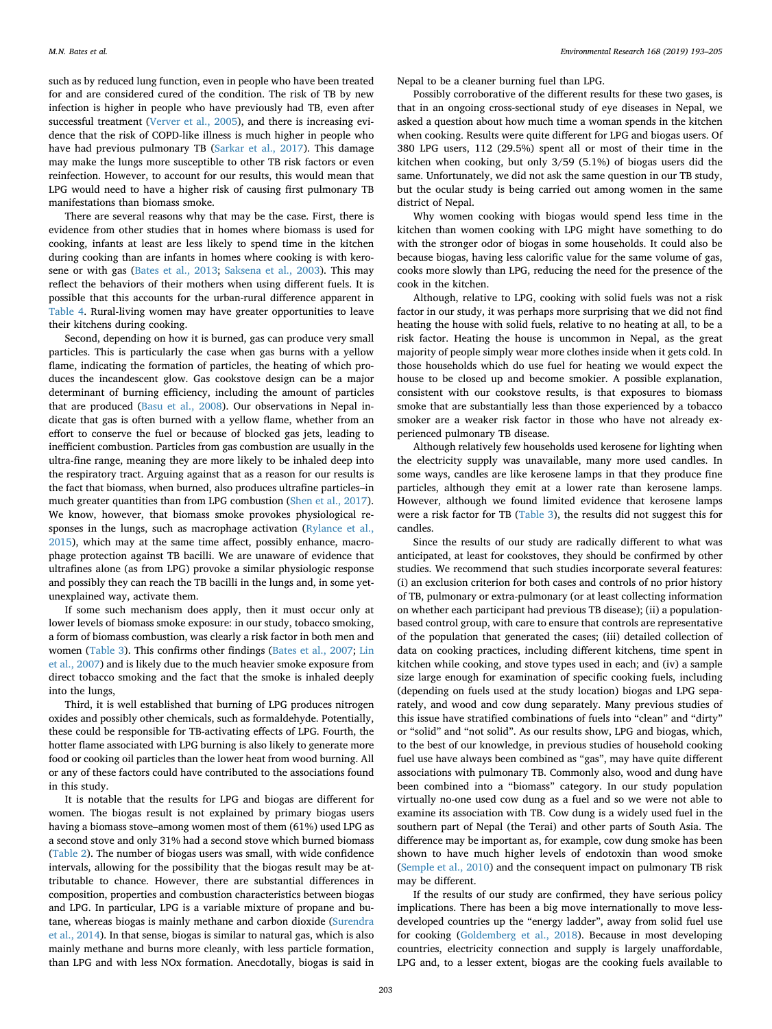such as by reduced lung function, even in people who have been treated for and are considered cured of the condition. The risk of TB by new infection is higher in people who have previously had TB, even after successful treatment (Verver et al., 2005), and there is increasing evidence that the risk of COPD-like illness is much higher in people who have had previous pulmonary TB (Sarkar et al., 2017). This damage may make the lungs more susceptible to other TB risk factors or even reinfection. However, to account for our results, this would mean that LPG would need to have a higher risk of causing first pulmonary TB manifestations than biomass smoke.

There are several reasons why that may be the case. First, there is evidence from other studies that in homes where biomass is used for cooking, infants at least are less likely to spend time in the kitchen during cooking than are infants in homes where cooking is with kerosene or with gas (Bates et al., 2013; Saksena et al., 2003). This may reflect the behaviors of their mothers when using different fuels. It is possible that this accounts for the urban-rural difference apparent in Table 4. Rural-living women may have greater opportunities to leave their kitchens during cooking.

Second, depending on how it is burned, gas can produce very small particles. This is particularly the case when gas burns with a yellow flame, indicating the formation of particles, the heating of which produces the incandescent glow. Gas cookstove design can be a major determinant of burning efficiency, including the amount of particles that are produced (Basu et al., 2008). Our observations in Nepal indicate that gas is often burned with a yellow flame, whether from an effort to conserve the fuel or because of blocked gas jets, leading to inefficient combustion. Particles from gas combustion are usually in the ultra-fine range, meaning they are more likely to be inhaled deep into the respiratory tract. Arguing against that as a reason for our results is the fact that biomass, when burned, also produces ultrafine particles–in much greater quantities than from LPG combustion (Shen et al., 2017). We know, however, that biomass smoke provokes physiological responses in the lungs, such as macrophage activation (Rylance et al., 2015), which may at the same time affect, possibly enhance, macrophage protection against TB bacilli. We are unaware of evidence that ultrafines alone (as from LPG) provoke a similar physiologic response and possibly they can reach the TB bacilli in the lungs and, in some yet-unexplained way, activate them.

If some such mechanism does apply, then it must occur only at lower levels of biomass smoke exposure: in our study, tobacco smoking, a form of biomass combustion, was clearly a risk factor in both men and women (Table 3). This confirms other findings (Bates et al., 2007; Lin et al., 2007) and is likely due to the much heavier smoke exposure from direct tobacco smoking and the fact that the smoke is inhaled deeply into the lungs,

Third, it is well established that burning of LPG produces nitrogen oxides and possibly other chemicals, such as formaldehyde. Potentially, these could be responsible for TB-activating effects of LPG. Fourth, the hotter flame associated with LPG burning is also likely to generate more food or cooking oil particles than the lower heat from wood burning. All or any of these factors could have contributed to the associations found in this study.

It is notable that the results for LPG and biogas are different for women. The biogas result is not explained by primary biogas users having a biomass stove–among women most of them (61%) used LPG as a second stove and only 31% had a second stove which burned biomass (Table 2). The number of biogas users was small, with wide confidence intervals, allowing for the possibility that the biogas result may be attributable to chance. However, there are substantial differences in composition, properties and combustion characteristics between biogas and LPG. In particular, LPG is a variable mixture of propane and butane, whereas biogas is mainly methane and carbon dioxide (Surendra et al., 2014). In that sense, biogas is similar to natural gas, which is also mainly methane and burns more cleanly, with less particle formation, than LPG and with less NOx formation. Anecdotally, biogas is said in Nepal to be a cleaner burning fuel than LPG.

Possibly corroborative of the different results for these two gases, is that in an ongoing cross-sectional study of eye diseases in Nepal, we asked a question about how much time a woman spends in the kitchen when cooking. Results were quite different for LPG and biogas users. Of 380 LPG users, 112 (29.5%) spent all or most of their time in the kitchen when cooking, but only 3/59 (5.1%) of biogas users did the same. Unfortunately, we did not ask the same question in our TB study, but the ocular study is being carried out among women in the same district of Nepal.

Why women cooking with biogas would spend less time in the kitchen than women cooking with LPG might have something to do with the stronger odor of biogas in some households. It could also be because biogas, having less calorific value for the same volume of gas, cooks more slowly than LPG, reducing the need for the presence of the cook in the kitchen.

Although, relative to LPG, cooking with solid fuels was not a risk factor in our study, it was perhaps more surprising that we did not find heating the house with solid fuels, relative to no heating at all, to be a risk factor. Heating the house is uncommon in Nepal, as the great majority of people simply wear more clothes inside when it gets cold. In those households which do use fuel for heating we would expect the house to be closed up and become smokier. A possible explanation, consistent with our cookstove results, is that exposures to biomass smoke that are substantially less than those experienced by a tobacco smoker are a weaker risk factor in those who have not already experienced pulmonary TB disease.

Although relatively few households used kerosene for lighting when the electricity supply was unavailable, many more used candles. In some ways, candles are like kerosene lamps in that they produce fine particles, although they emit at a lower rate than kerosene lamps. However, although we found limited evidence that kerosene lamps were a risk factor for TB (Table 3), the results did not suggest this for candles.

Since the results of our study are radically different to what was anticipated, at least for cookstoves, they should be confirmed by other studies. We recommend that such studies incorporate several features: (i) an exclusion criterion for both cases and controls of no prior history of TB, pulmonary or extra-pulmonary (or at least collecting information on whether each participant had previous TB disease); (ii) a population-based control group, with care to ensure that controls are representative of the population that generated the cases; (iii) detailed collection of data on cooking practices, including different kitchens, time spent in kitchen while cooking, and stove types used in each; and (iv) a sample size large enough for examination of specific cooking fuels, including (depending on fuels used at the study location) biogas and LPG separately, and wood and cow dung separately. Many previous studies of this issue have stratified combinations of fuels into "clean" and "dirty" or "solid" and "not solid". As our results show, LPG and biogas, which, to the best of our knowledge, in previous studies of household cooking fuel use have always been combined as "gas", may have quite different associations with pulmonary TB. Commonly also, wood and dung have been combined into a "biomass" category. In our study population virtually no-one used cow dung as a fuel and so we were not able to examine its association with TB. Cow dung is a widely used fuel in the southern part of Nepal (the Terai) and other parts of South Asia. The difference may be important as, for example, cow dung smoke has been shown to have much higher levels of endotoxin than wood smoke (Semple et al., 2010) and the consequent impact on pulmonary TB risk may be different.

If the results of our study are confirmed, they have serious policy implications. There has been a big move internationally to move less-developed countries up the "energy ladder", away from solid fuel use for cooking (Goldemberg et al., 2018). Because in most developing countries, electricity connection and supply is largely unaffordable, LPG and, to a lesser extent, biogas are the cooking fuels available to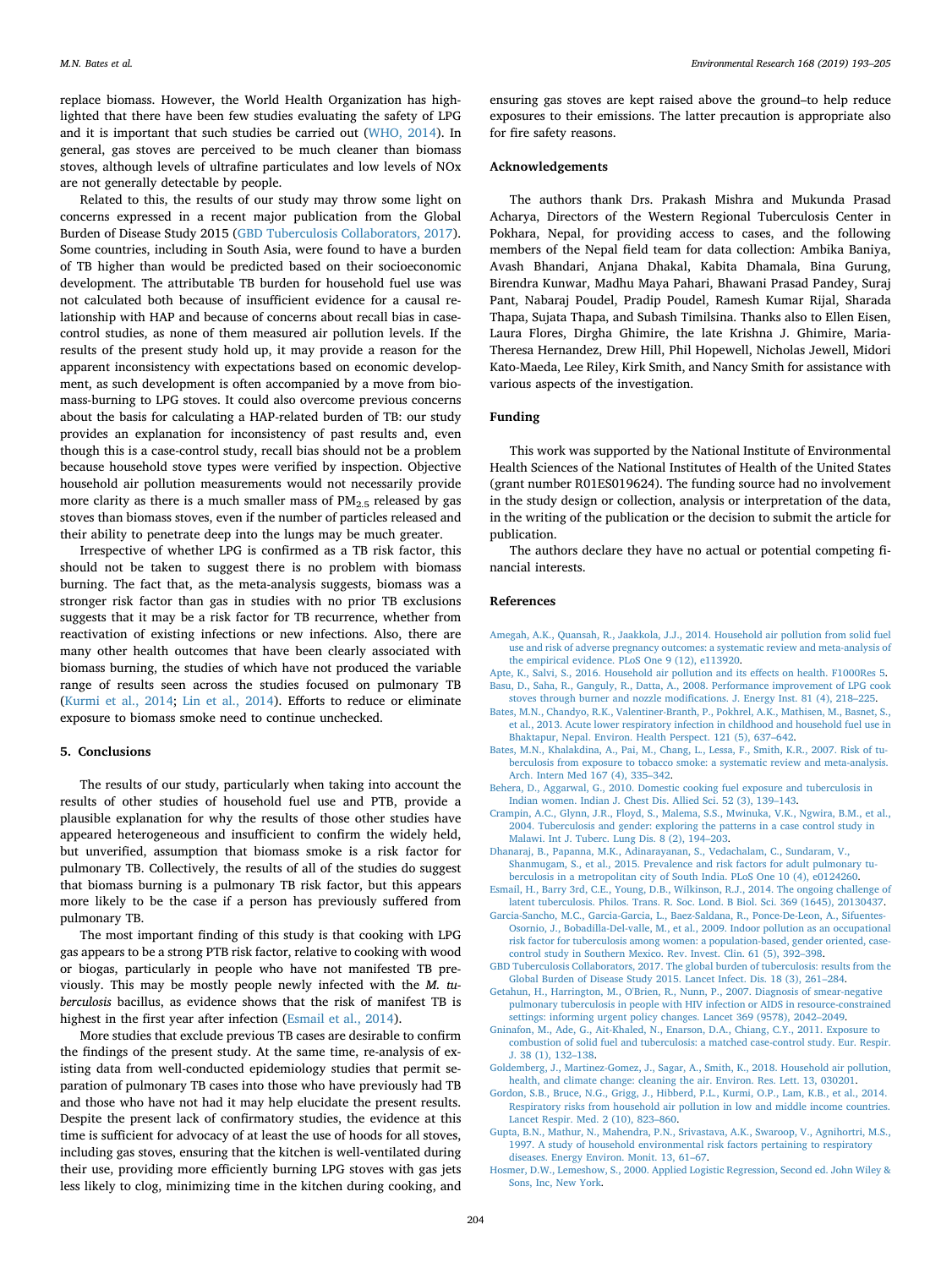replace biomass. However, the World Health Organization has highlighted that there have been few studies evaluating the safety of LPG and it is important that such studies be carried out (WHO, 2014). In general, gas stoves are perceived to be much cleaner than biomass stoves, although levels of ultrafine particulates and low levels of NOx are not generally detectable by people.

Related to this, the results of our study may throw some light on concerns expressed in a recent major publication from the Global Burden of Disease Study 2015 (GBD Tuberculosis Collaborators, 2017). Some countries, including in South Asia, were found to have a burden of TB higher than would be predicted based on their socioeconomic development. The attributable TB burden for household fuel use was not calculated both because of insufficient evidence for a causal relationship with HAP and because of concerns about recall bias in case-control studies, as none of them measured air pollution levels. If the results of the present study hold up, it may provide a reason for the apparent inconsistency with expectations based on economic development, as such development is often accompanied by a move from biomass-burning to LPG stoves. It could also overcome previous concerns about the basis for calculating a HAP-related burden of TB: our study provides an explanation for inconsistency of past results and, even though this is a case-control study, recall bias should not be a problem because household stove types were verified by inspection. Objective household air pollution measurements would not necessarily provide more clarity as there is a much smaller mass of $PM_{2.5}$ released by gas stoves than biomass stoves, even if the number of particles released and their ability to penetrate deep into the lungs may be much greater.

Irrespective of whether LPG is confirmed as a TB risk factor, this should not be taken to suggest there is no problem with biomass burning. The fact that, as the meta-analysis suggests, biomass was a stronger risk factor than gas in studies with no prior TB exclusions suggests that it may be a risk factor for TB recurrence, whether from reactivation of existing infections or new infections. Also, there are many other health outcomes that have been clearly associated with biomass burning, the studies of which have not produced the variable range of results seen across the studies focused on pulmonary TB (Kurmi et al., 2014; Lin et al., 2014). Efforts to reduce or eliminate exposure to biomass smoke need to continue unchecked.

## 5. Conclusions

The results of our study, particularly when taking into account the results of other studies of household fuel use and PTB, provide a plausible explanation for why the results of those other studies have appeared heterogeneous and insufficient to confirm the widely held, but unverified, assumption that biomass smoke is a risk factor for pulmonary TB. Collectively, the results of all of the studies do suggest that biomass burning is a pulmonary TB risk factor, but this appears more likely to be the case if a person has previously suffered from pulmonary TB.

The most important finding of this study is that cooking with LPG gas appears to be a strong PTB risk factor, relative to cooking with wood or biogas, particularly in people who have not manifested TB previously. This may be mostly people newly infected with the *M. tuberculosis* bacillus, as evidence shows that the risk of manifest TB is highest in the first year after infection (Esmail et al., 2014).

More studies that exclude previous TB cases are desirable to confirm the findings of the present study. At the same time, re-analysis of existing data from well-conducted epidemiology studies that permit separation of pulmonary TB cases into those who have previously had TB and those who have not had it may help elucidate the present results. Despite the present lack of confirmatory studies, the evidence at this time is sufficient for advocacy of at least the use of hoods for all stoves, including gas stoves, ensuring that the kitchen is well-ventilated during their use, providing more efficiently burning LPG stoves with gas jets less likely to clog, minimizing time in the kitchen during cooking, and ensuring gas stoves are kept raised above the ground–to help reduce exposures to their emissions. The latter precaution is appropriate also for fire safety reasons.

## Acknowledgements

The authors thank Drs. Prakash Mishra and Mukunda Prasad Acharya, Directors of the Western Regional Tuberculosis Center in Pokhara, Nepal, for providing access to cases, and the following members of the Nepal field team for data collection: Ambika Baniya, Avash Bhandari, Anjana Dhakal, Kabita Dhamala, Bina Gurung, Birendra Kunwar, Madhu Maya Pahari, Bhawani Prasad Pandey, Suraj Pant, Nabaraj Poudel, Pradip Poudel, Ramesh Kumar Rijal, Sharada Thapa, Sujata Thapa, and Subash Timilsina. Thanks also to Ellen Eisen, Laura Flores, Dirgha Ghimire, the late Krishna J. Ghimire, Maria-Theresa Hernandez, Drew Hill, Phil Hopewell, Nicholas Jewell, Midori Kato-Maeda, Lee Riley, Kirk Smith, and Nancy Smith for assistance with various aspects of the investigation.

## Funding

This work was supported by the National Institute of Environmental Health Sciences of the National Institutes of Health of the United States (grant number R01ES019624). The funding source had no involvement in the study design or collection, analysis or interpretation of the data, in the writing of the publication or the decision to submit the article for publication.

The authors declare they have no actual or potential competing financial interests.

## References

Amegah, A.K., Quansah, R., Jaakkola, J.J., 2014. Household air pollution from solid fuel use and risk of adverse pregnancy outcomes: a systematic review and meta-analysis of the empirical evidence. PLoS One 9 (12), e113920.

Apte, K., Salvi, S., 2016. Household air pollution and its effects on health. F1000Res 5.

Basu, D., Saha, R., Ganguly, R., Datta, A., 2008. Performance improvement of LPG cook stoves through burner and nozzle modifications. J. Energy Inst. 81 (4), 218–225.

Bates, M.N., Chandyo, R.K., Valentiner-Branth, P., Pokhrel, A.K., Mathisen, M., Basnet, S., et al., 2013. Acute lower respiratory infection in childhood and household fuel use in Bhaktapur, Nepal. Environ. Health Perspect. 121 (5), 637–642.

Bates, M.N., Khalakdina, A., Pai, M., Chang, L., Lessa, F., Smith, K.R., 2007. Risk of tuberculosis from exposure to tobacco smoke: a systematic review and meta-analysis. Arch. Intern Med 167 (4), 335–342.

Behera, D., Aggarwal, G., 2010. Domestic cooking fuel exposure and tuberculosis in Indian women. Indian J. Chest Dis. Allied Sci. 52 (3), 139–143.

Crampin, A.C., Glynn, J.R., Floyd, S., Malema, S.S., Mwinuka, V.K., Ngwira, B.M., et al., 2004. Tuberculosis and gender: exploring the patterns in a case control study in Malawi. Int J. Tuberc. Lung Dis. 8 (2), 194–203.

Dhanaraj, B., Papanna, M.K., Adinarayanan, S., Vedachalam, C., Sundaram, V., Shanmugam, S., et al., 2015. Prevalence and risk factors for adult pulmonary tuberculosis in a metropolitan city of South India. PLoS One 10 (4), e0124260.

Esmail, H., Barry 3rd, C.E., Young, D.B., Wilkinson, R.J., 2014. The ongoing challenge of latent tuberculosis. Philos. Trans. R. Soc. Lond. B Biol. Sci. 369 (1645), 20130437.

Garcia-Sancho, M.C., Garcia-Garcia, L., Baez-Saldana, R., Ponce-De-Leon, A., Sifuentes-Osornio, J., Bobadilla-Del-valle, M., et al., 2009. Indoor pollution as an occupational risk factor for tuberculosis among women: a population-based, gender oriented, case-control study in Southern Mexico. Rev. Invest. Clin. 61 (5), 392–398.

GBD Tuberculosis Collaborators, 2017. The global burden of tuberculosis: results from the Global Burden of Disease Study 2015. Lancet Infect. Dis. 18 (3), 261–284.

Getahun, H., Harrington, M., O'Brien, R., Nunn, P., 2007. Diagnosis of smear-negative pulmonary tuberculosis in people with HIV infection or AIDS in resource-constrained settings: informing urgent policy changes. Lancet 369 (9578), 2042–2049.

Gninafon, M., Ade, G., Ait-Khaled, N., Enarson, D.A., Chiang, C.Y., 2011. Exposure to combustion of solid fuel and tuberculosis: a matched case-control study. Eur. Respir. J. 38 (1), 132–138.

Goldemberg, J., Martinez-Gomez, J., Sagar, A., Smith, K., 2018. Household air pollution, health, and climate change: cleaning the air. Environ. Res. Lett. 13, 030201.

Gordon, S.B., Bruce, N.G., Grigg, J., Hibberd, P.L., Kurmi, O.P., Lam, K.B., et al., 2014. Respiratory risks from household air pollution in low and middle income countries. Lancet Respir. Med. 2 (10), 823–860.

Gupta, B.N., Mathur, N., Mahendra, P.N., Srivastava, A.K., Swaroop, V., Agnihortri, M.S., 1997. A study of household environmental risk factors pertaining to respiratory diseases. Energy Environ. Monit. 13, 61–67.

Hosmer, D.W., Lemeshow, S., 2000. Applied Logistic Regression, Second ed. John Wiley & Sons, Inc, New York.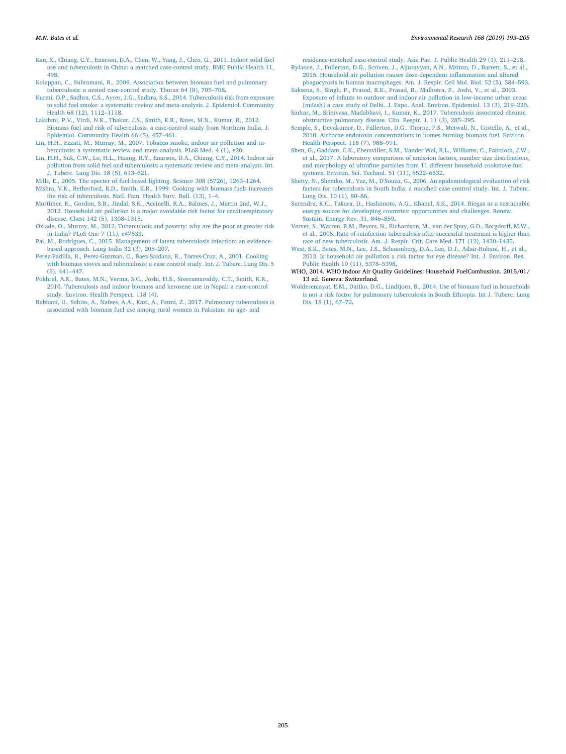Kan, X., Chiang, C.Y., Enarson, D.A., Chen, W., Yang, J., Chen, G., 2011. Indoor solid fuel use and tuberculosis in China: a matched case-control study. BMC Public Health 11, 498.

Kolappan, C., Subramani, R., 2009. Association between biomass fuel and pulmonary tuberculosis: a nested case-control study. Thorax 64 (8), 705–708.

Kurmi, O.P., Sadhra, C.S., Ayres, J.G., Sadhra, S.S., 2014. Tuberculosis risk from exposure to solid fuel smoke: a systematic review and meta-analysis. J. Epidemiol. Community Health 68 (12), 1112–1118.

Lakshmi, P.V., Virdi, N.K., Thakur, J.S., Smith, K.R., Bates, M.N., Kumar, R., 2012. Biomass fuel and risk of tuberculosis: a case-control study from Northern India. J. Epidemiol. Community Health 66 (5), 457–461.

Lin, H.H., Ezzati, M., Murray, M., 2007. Tobacco smoke, indoor air pollution and tuberculosis: a systematic review and meta-analysis. PLoS Med. 4 (1), e20.

Lin, H.H., Suk, C.W., Lo, H.L., Huang, R.Y., Enarson, D.A., Chiang, C.Y., 2014. Indoor air pollution from solid fuel and tuberculosis: a systematic review and meta-analysis. Int. J. Tuberc. Lung Dis. 18 (5), 613–621.

Mills, E., 2005. The specter of fuel-based lighting. Science 308 (5726), 1263–1264.

Mishra, V.K., Retherford, R.D., Smith, K.R., 1999. Cooking with biomass fuels increases the risk of tuberculosis. Natl. Fam. Health Surv. Bull. (13), 1–4.

Mortimer, K., Gordon, S.B., Jindal, S.K., Accinelli, R.A., Balmes, J., Martin 2nd, W.J., 2012. Household air pollution is a major avoidable risk factor for cardiorespiratory disease. Chest 142 (5), 1308–1315.

Oxlade, O., Murray, M., 2012. Tuberculosis and poverty: why are the poor at greater risk in India? PLoS One 7 (11), e47533.

Pai, M., Rodrigues, C., 2015. Management of latent tuberculosis infection: an evidence-based approach. Lung India 32 (3), 205–207.

Perez-Padilla, R., Perez-Guzman, C., Baez-Saldana, R., Torres-Cruz, A., 2001. Cooking with biomass stoves and tuberculosis: a case control study. Int. J. Tuberc. Lung Dis. 5 (5), 441–447.

Pokhrel, A.K., Bates, M.N., Verma, S.C., Joshi, H.S., Sreeramareddy, C.T., Smith, K.R., 2010. Tuberculosis and indoor biomass and kerosene use in Nepal: a case-control study. Environ. Health Perspect. 118 (4).

Rabbani, U., Sahito, A., Nafees, A.A., Kazi, A., Fatmi, Z., 2017. Pulmonary tuberculosis is associated with biomass fuel use among rural women in Pakistan: an age- and residence-matched case-control study. Asia Pac. J. Public Health 29 (3), 211–218.

Rylance, J., Fullerton, D.G., Scriven, J., Aljurayyan, A.N., Mzinza, D., Barrett, S., et al., 2015. Household air pollution causes dose-dependent inflammation and altered phagocytosis in human macrophages. Am. J. Respir. Cell Mol. Biol. 52 (5), 584–593.

Saksena, S., Singh, P., Prasad, R.K., Prasad, R., Malhotra, P., Joshi, V., et al., 2003. Exposure of infants to outdoor and indoor air pollution in low-income urban areas [mdash] a case study of Delhi. J. Expo. Anal. Environ. Epidemiol. 13 (3), 219–230.

Sarkar, M., Srinivasa, Madabhavi, I., Kumar, K., 2017. Tuberculosis associated chronic obstructive pulmonary disease. Clin. Respir. J. 11 (3), 285–295.

Semple, S., Devakumar, D., Fullerton, D.G., Thorne, P.S., Metwali, N., Costello, A., et al., 2010. Airborne endotoxin concentrations in homes burning biomass fuel. Environ. Health Perspect. 118 (7), 988–991.

Shen, G., Gaddam, C.K., Ebersviller, S.M., Vander Wal, R.L., Williams, C., Faircloth, J.W., et al., 2017. A laboratory comparison of emission factors, number size distributions, and morphology of ultrafine particles from 11 different household cookstove-fuel systems. Environ. Sci. Technol. 51 (11), 6522–6532.

Shetty, N., Shemko, M., Vaz, M., D'Souza, G., 2006. An epidemiological evaluation of risk factors for tuberculosis in South India: a matched case control study. Int. J. Tuberc. Lung Dis. 10 (1), 80–86.

Surendra, K.C., Takara, D., Hashimoto, A.G., Khanal, S.K., 2014. Biogas as a sustainable energy source for developing countries: opportunities and challenges. Renew. Sustain. Energy Rev. 31, 846–859.

Verver, S., Warren, R.M., Beyers, N., Richardson, M., van der Spuy, G.D., Borgdorff, M.W., et al., 2005. Rate of reinfection tuberculosis after successful treatment is higher than rate of new tuberculosis. Am. J. Respir. Crit. Care Med. 171 (12), 1430–1435.

West, S.K., Bates, M.N., Lee, J.S., Schaumberg, D.A., Lee, D.J., Adair-Rohani, H., et al., 2013. Is household air pollution a risk factor for eye disease? Int. J. Environ. Res. Public Health 10 (11), 5378–5398.

WHO, 2014. WHO Indoor Air Quality Guidelines: Household FuelCombustion. 2015/01/13 ed. Geneva: Switzerland.

Woldesemayat, E.M., Datiko, D.G., Lindtjorn, B., 2014. Use of biomass fuel in households is not a risk factor for pulmonary tuberculosis in South Ethiopia. Int J. Tuberc. Lung Dis. 18 (1), 67–72.